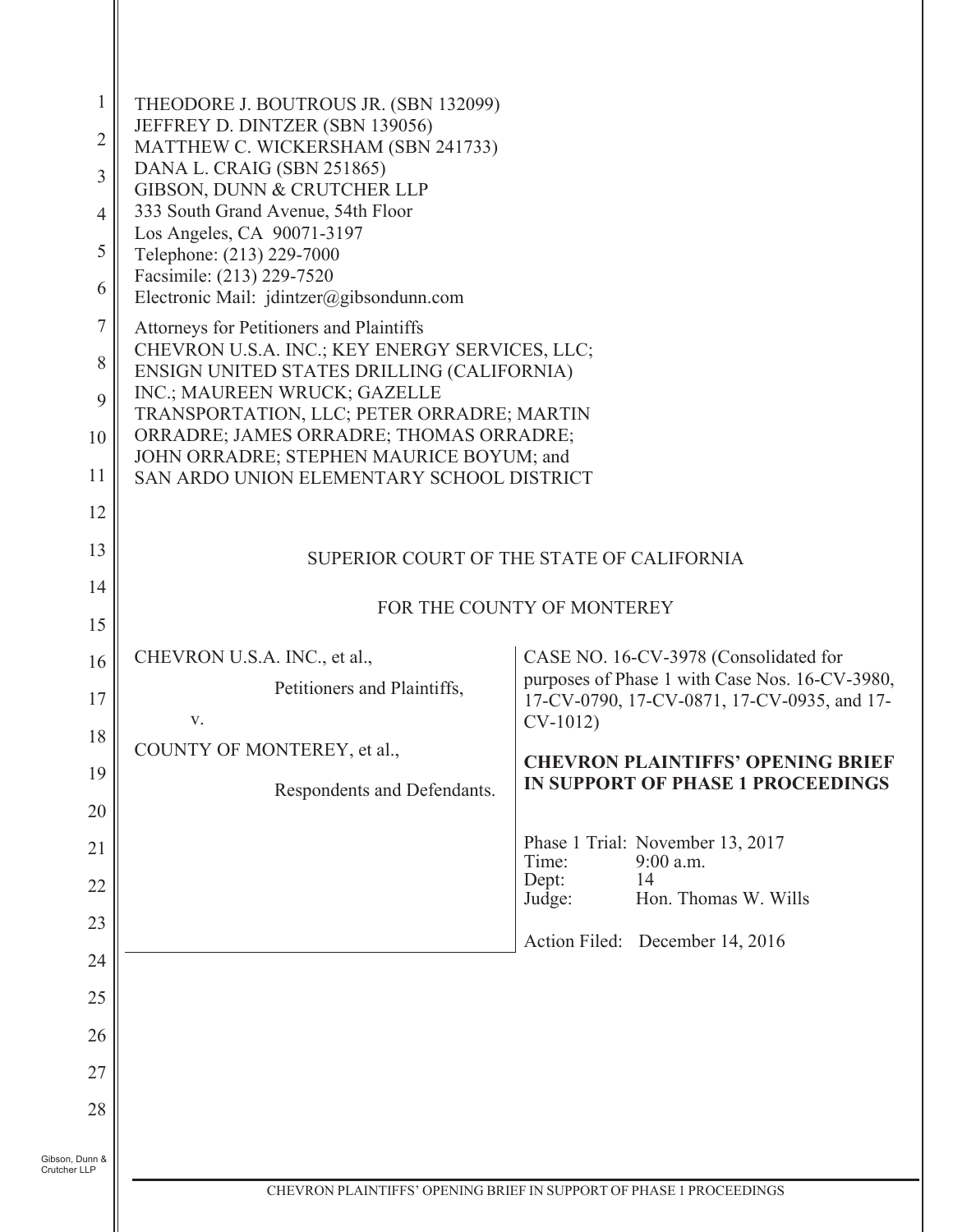THEODORE J. BOUTROUS JR. (SBN 132099)
JEFFREY D. DINTZER (SBN 139056)
MATTHEW C. WICKERSHAM (SBN 241733)
DANA L. CRAIG (SBN 251865)
GIBSON, DUNN & CRUTCHER LLP
333 South Grand Avenue, 54th Floor
Los Angeles, CA 90071-3197
Telephone: (213) 229-7000
Facsimile: (213) 229-7520
Electronic Mail: jdintzer@gibsondunn.com

Attorneys for Petitioners and Plaintiffs
CHEVRON U.S.A. INC.; KEY ENERGY SERVICES, LLC;
ENSIGN UNITED STATES DRILLING (CALIFORNIA)
INC.; MAUREEN WRUCK; GAZELLE
TRANSPORTATION, LLC; PETER ORRADRE; MARTIN
ORRADRE; JAMES ORRADRE; THOMAS ORRADRE;
JOHN ORRADRE; STEPHEN MAURICE BOYUM; and
SAN ARDO UNION ELEMENTARY SCHOOL DISTRICT

SUPERIOR COURT OF THE STATE OF CALIFORNIA

FOR THE COUNTY OF MONTEREY

CHEVRON U.S.A. INC., et al.,

Petitioners and Plaintiffs,

v.

COUNTY OF MONTEREY, et al.,

Respondents and Defendants.

CASE NO. 16-CV-3978 (Consolidated for purposes of Phase 1 with Case Nos. 16-CV-3980, 17-CV-0790, 17-CV-0871, 17-CV-0935, and 17-CV-1012)

**CHEVRON PLAINTIFFS' OPENING BRIEF IN SUPPORT OF PHASE 1 PROCEEDINGS**

Phase 1 Trial: November 13, 2017
Time: 9:00 a.m.
Dept: 14
Judge: Hon. Thomas W. Wills

Action Filed: December 14, 2016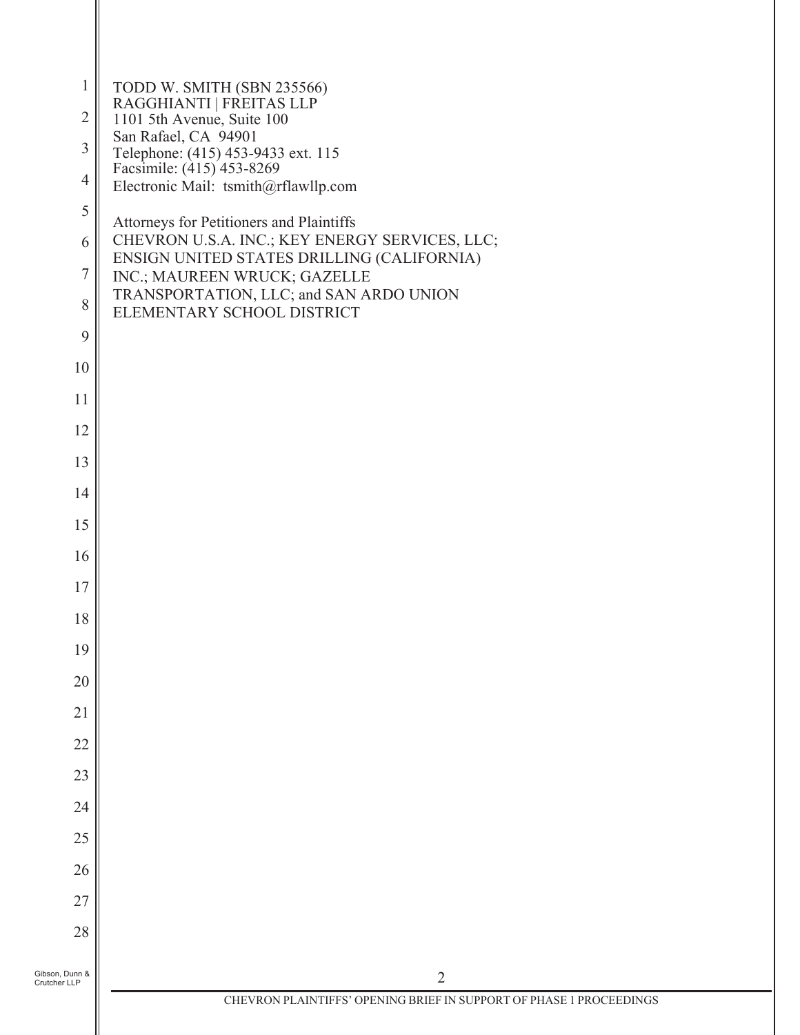TODD W. SMITH (SBN 235566)
RAGGHIANTI | FREITAS LLP
1101 5th Avenue, Suite 100
San Rafael, CA 94901
Telephone: (415) 453-9433 ext. 115
Facsimile: (415) 453-8269
Electronic Mail: tsmith@rflawllp.com

Attorneys for Petitioners and Plaintiffs
CHEVRON U.S.A. INC.; KEY ENERGY SERVICES, LLC;
ENSIGN UNITED STATES DRILLING (CALIFORNIA)
INC.; MAUREEN WRUCK; GAZELLE
TRANSPORTATION, LLC; and SAN ARDO UNION
ELEMENTARY SCHOOL DISTRICT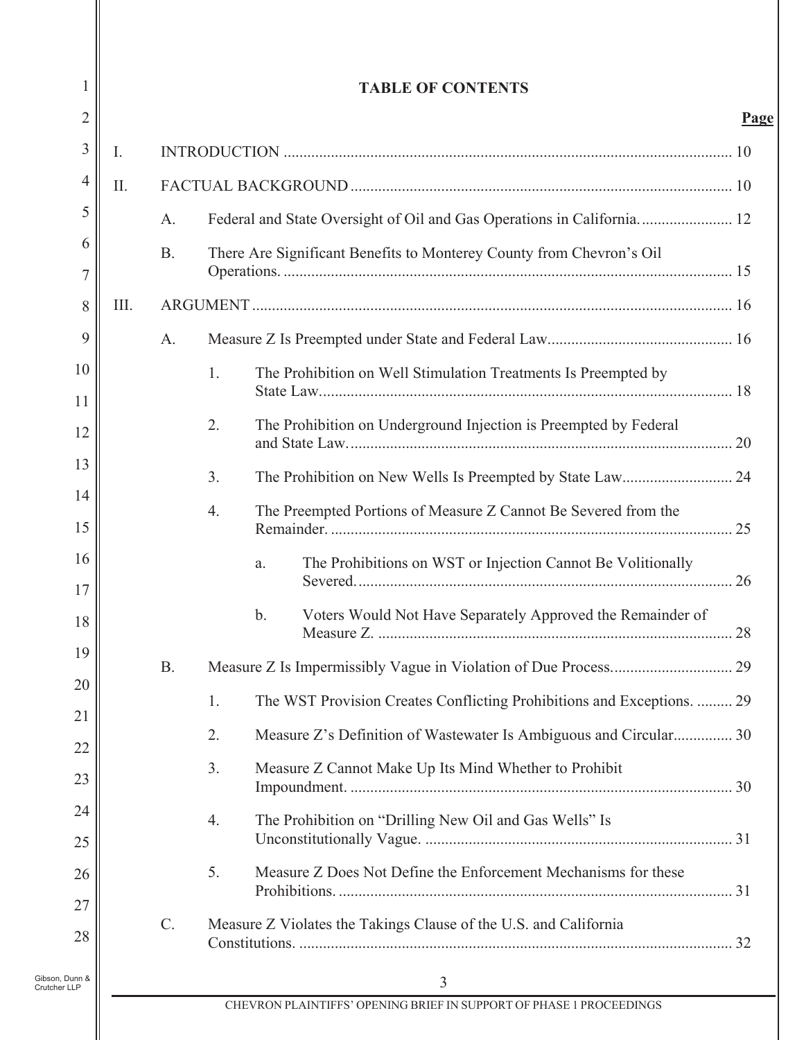# TABLE OF CONTENTS

**Page**

I. INTRODUCTION .......... 10

II. FACTUAL BACKGROUND .......... 10

- A. Federal and State Oversight of Oil and Gas Operations in California. .......... 12
- B. There Are Significant Benefits to Monterey County from Chevron's Oil Operations. .......... 15

III. ARGUMENT .......... 16

- A. Measure Z Is Preempted under State and Federal Law .......... 16
  - 1. The Prohibition on Well Stimulation Treatments Is Preempted by State Law .......... 18
  - 2. The Prohibition on Underground Injection is Preempted by Federal and State Law. .......... 20
  - 3. The Prohibition on New Wells Is Preempted by State Law .......... 24
  - 4. The Preempted Portions of Measure Z Cannot Be Severed from the Remainder. .......... 25
    - a. The Prohibitions on WST or Injection Cannot Be Volitionally Severed. .......... 26
    - b. Voters Would Not Have Separately Approved the Remainder of Measure Z. .......... 28
- B. Measure Z Is Impermissibly Vague in Violation of Due Process. .......... 29
  - 1. The WST Provision Creates Conflicting Prohibitions and Exceptions. .......... 29
  - 2. Measure Z's Definition of Wastewater Is Ambiguous and Circular .......... 30
  - 3. Measure Z Cannot Make Up Its Mind Whether to Prohibit Impoundment. .......... 30
  - 4. The Prohibition on "Drilling New Oil and Gas Wells" Is Unconstitutionally Vague. .......... 31
  - 5. Measure Z Does Not Define the Enforcement Mechanisms for these Prohibitions. .......... 31
- C. Measure Z Violates the Takings Clause of the U.S. and California Constitutions. .......... 32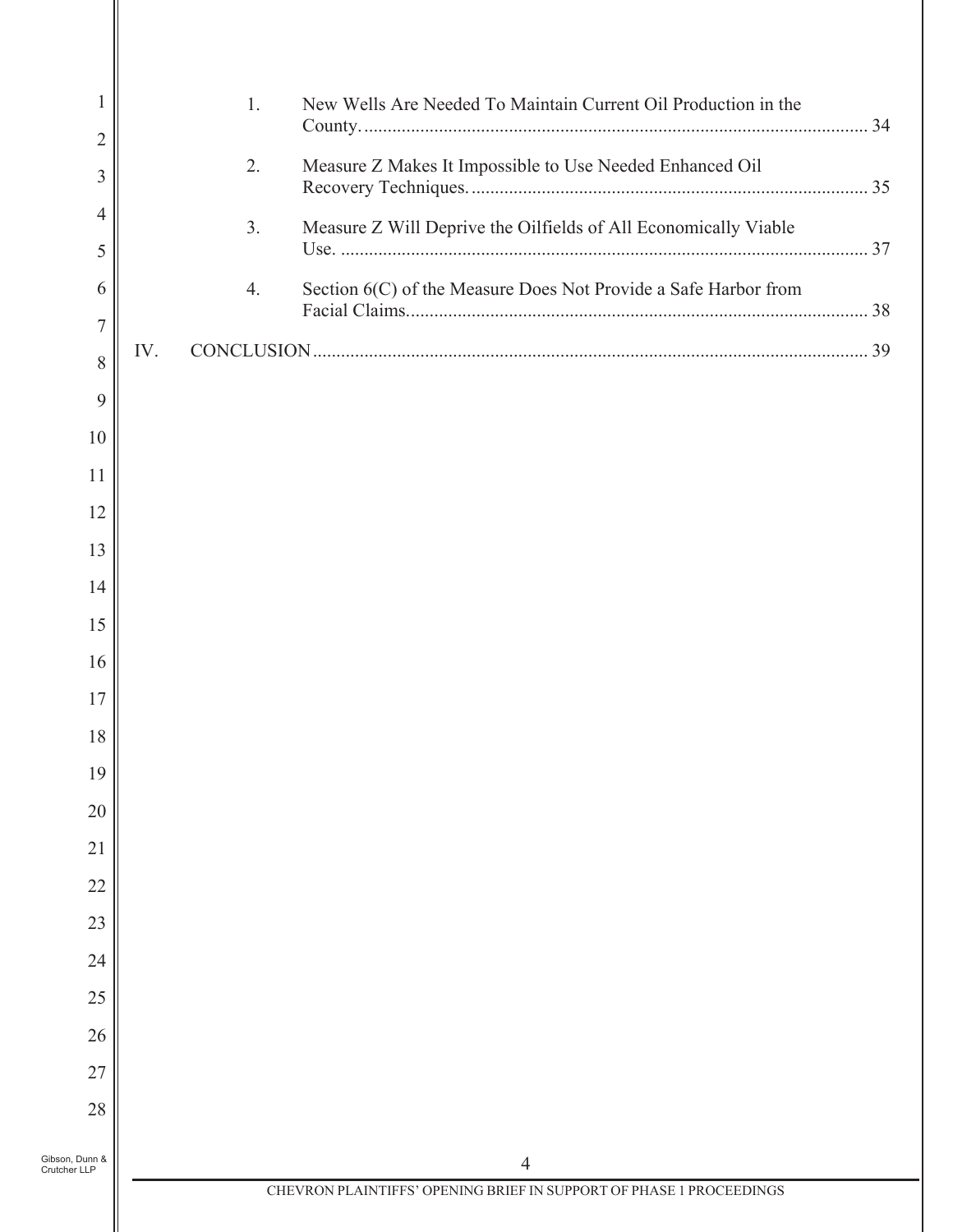1. New Wells Are Needed To Maintain Current Oil Production in the County. ........................................................................................................... 34

2. Measure Z Makes It Impossible to Use Needed Enhanced Oil Recovery Techniques. .................................................................................... 35

3. Measure Z Will Deprive the Oilfields of All Economically Viable Use. ................................................................................................................ 37

4. Section 6(C) of the Measure Does Not Provide a Safe Harbor from Facial Claims. ................................................................................................. 38

IV. CONCLUSION ...................................................................................................................... 39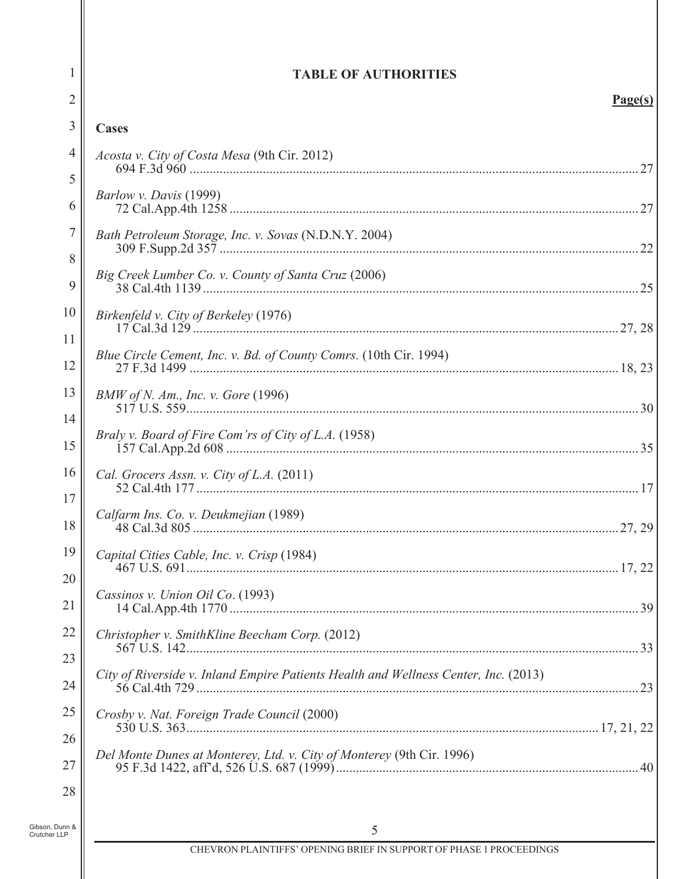**TABLE OF AUTHORITIES**

**Page(s)**

**Cases**

*Acosta v. City of Costa Mesa* (9th Cir. 2012)
694 F.3d 960 ...... 27

*Barlow v. Davis* (1999)
72 Cal.App.4th 1258 ...... 27

*Bath Petroleum Storage, Inc. v. Sovas* (N.D.N.Y. 2004)
309 F.Supp.2d 357 ...... 22

*Big Creek Lumber Co. v. County of Santa Cruz* (2006)
38 Cal.4th 1139 ...... 25

*Birkenfeld v. City of Berkeley* (1976)
17 Cal.3d 129 ...... 27, 28

*Blue Circle Cement, Inc. v. Bd. of County Comrs.* (10th Cir. 1994)
27 F.3d 1499 ...... 18, 23

*BMW of N. Am., Inc. v. Gore* (1996)
517 U.S. 559 ...... 30

*Braly v. Board of Fire Com'rs of City of L.A.* (1958)
157 Cal.App.2d 608 ...... 35

*Cal. Grocers Assn. v. City of L.A.* (2011)
52 Cal.4th 177 ...... 17

*Calfarm Ins. Co. v. Deukmejian* (1989)
48 Cal.3d 805 ...... 27, 29

*Capital Cities Cable, Inc. v. Crisp* (1984)
467 U.S. 691 ...... 17, 22

*Cassinos v. Union Oil Co.* (1993)
14 Cal.App.4th 1770 ...... 39

*Christopher v. SmithKline Beecham Corp.* (2012)
567 U.S. 142 ...... 33

*City of Riverside v. Inland Empire Patients Health and Wellness Center, Inc.* (2013)
56 Cal.4th 729 ...... 23

*Crosby v. Nat. Foreign Trade Council* (2000)
530 U.S. 363 ...... 17, 21, 22

*Del Monte Dunes at Monterey, Ltd. v. City of Monterey* (9th Cir. 1996)
95 F.3d 1422, aff'd, 526 U.S. 687 (1999) ...... 40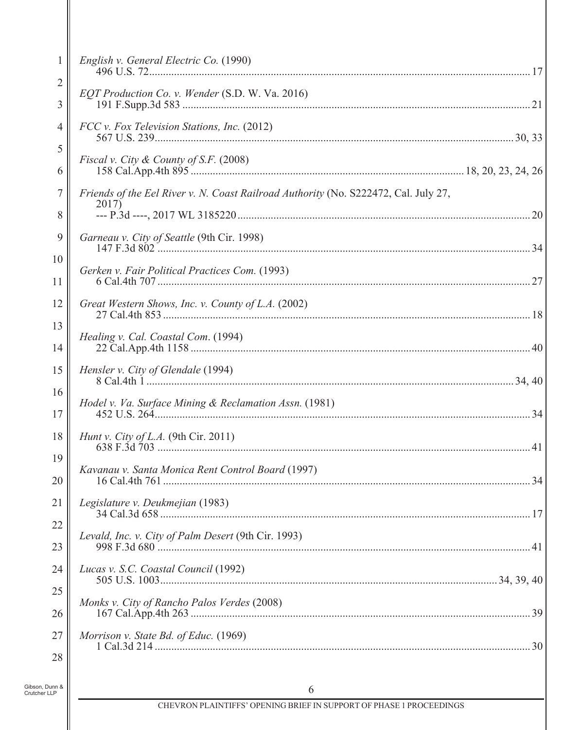*English v. General Electric Co.* (1990)
496 U.S. 72 ........................................................................................................................ 17

*EQT Production Co. v. Wender* (S.D. W. Va. 2016)
191 F.Supp.3d 583 ............................................................................................................ 21

*FCC v. Fox Television Stations, Inc.* (2012)
567 U.S. 239 ............................................................................................................... 30, 33

*Fiscal v. City & County of S.F.* (2008)
158 Cal.App.4th 895 ................................................................................. 18, 20, 23, 24, 26

*Friends of the Eel River v. N. Coast Railroad Authority* (No. S222472, Cal. July 27, 2017)
--- P.3d ----, 2017 WL 3185220 ......................................................................................... 20

*Garneau v. City of Seattle* (9th Cir. 1998)
147 F.3d 802 ...................................................................................................................... 34

*Gerken v. Fair Political Practices Com.* (1993)
6 Cal.4th 707 ...................................................................................................................... 27

*Great Western Shows, Inc. v. County of L.A.* (2002)
27 Cal.4th 853 .................................................................................................................... 18

*Healing v. Cal. Coastal Com*. (1994)
22 Cal.App.4th 1158 .......................................................................................................... 40

*Hensler v. City of Glendale* (1994)
8 Cal.4th 1 .................................................................................................................... 34, 40

*Hodel v. Va. Surface Mining & Reclamation Assn.* (1981)
452 U.S. 264 ...................................................................................................................... 34

*Hunt v. City of L.A.* (9th Cir. 2011)
638 F.3d 703 ...................................................................................................................... 41

*Kavanau v. Santa Monica Rent Control Board* (1997)
16 Cal.4th 761 .................................................................................................................... 34

*Legislature v. Deukmejian* (1983)
34 Cal.3d 658 ..................................................................................................................... 17

*Levald, Inc. v. City of Palm Desert* (9th Cir. 1993)
998 F.3d 680 ...................................................................................................................... 41

*Lucas v. S.C. Coastal Council* (1992)
505 U.S. 1003 ......................................................................................................... 34, 39, 40

*Monks v. City of Rancho Palos Verdes* (2008)
167 Cal.App.4th 263 .......................................................................................................... 39

*Morrison v. State Bd. of Educ.* (1969)
1 Cal.3d 214 ....................................................................................................................... 30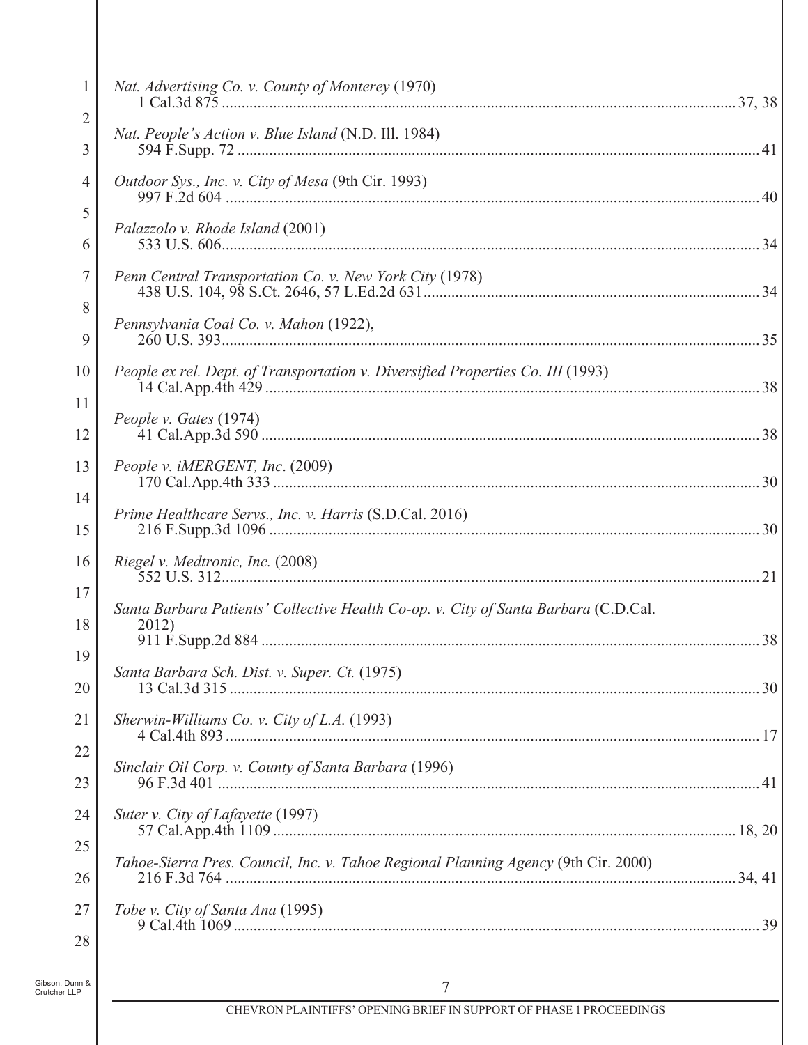*Nat. Advertising Co. v. County of Monterey* (1970)
1 Cal.3d 875 .......... 37, 38

*Nat. People's Action v. Blue Island* (N.D. Ill. 1984)
594 F.Supp. 72 .......... 41

*Outdoor Sys., Inc. v. City of Mesa* (9th Cir. 1993)
997 F.2d 604 .......... 40

*Palazzolo v. Rhode Island* (2001)
533 U.S. 606.......... 34

*Penn Central Transportation Co. v. New York City* (1978)
438 U.S. 104, 98 S.Ct. 2646, 57 L.Ed.2d 631.......... 34

*Pennsylvania Coal Co. v. Mahon* (1922),
260 U.S. 393.......... 35

*People ex rel. Dept. of Transportation v. Diversified Properties Co. III* (1993)
14 Cal.App.4th 429 .......... 38

*People v. Gates* (1974)
41 Cal.App.3d 590 .......... 38

*People v. iMERGENT, Inc*. (2009)
170 Cal.App.4th 333 .......... 30

*Prime Healthcare Servs., Inc. v. Harris* (S.D.Cal. 2016)
216 F.Supp.3d 1096 .......... 30

*Riegel v. Medtronic, Inc.* (2008)
552 U.S. 312.......... 21

*Santa Barbara Patients' Collective Health Co-op. v. City of Santa Barbara* (C.D.Cal. 2012)
911 F.Supp.2d 884 .......... 38

*Santa Barbara Sch. Dist. v. Super. Ct.* (1975)
13 Cal.3d 315 .......... 30

*Sherwin-Williams Co. v. City of L.A.* (1993)
4 Cal.4th 893 .......... 17

*Sinclair Oil Corp. v. County of Santa Barbara* (1996)
96 F.3d 401 .......... 41

*Suter v. City of Lafayette* (1997)
57 Cal.App.4th 1109 .......... 18, 20

*Tahoe-Sierra Pres. Council, Inc. v. Tahoe Regional Planning Agency* (9th Cir. 2000)
216 F.3d 764 .......... 34, 41

*Tobe v. City of Santa Ana* (1995)
9 Cal.4th 1069 .......... 39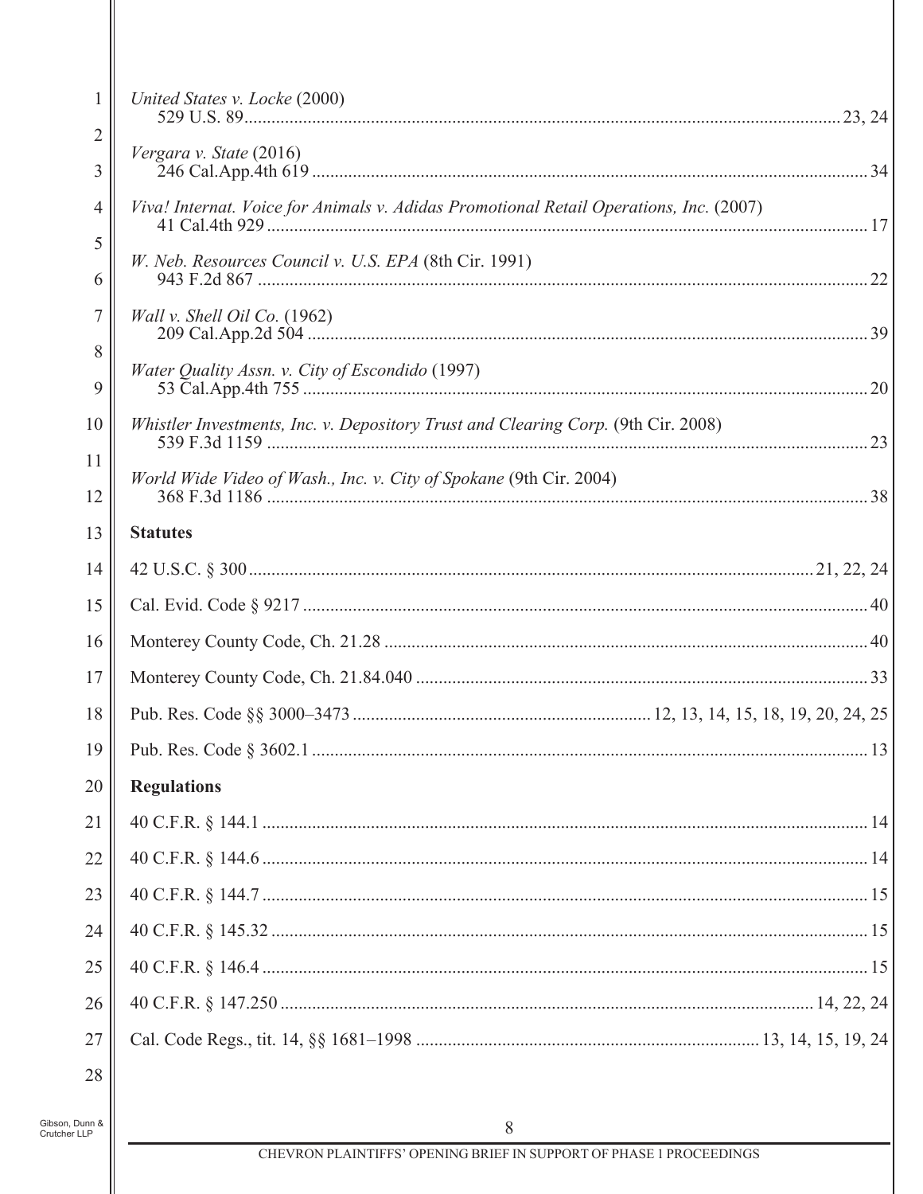*United States v. Locke* (2000)
529 U.S. 89 .......... 23, 24

*Vergara v. State* (2016)
246 Cal.App.4th 619 .......... 34

*Viva! Internat. Voice for Animals v. Adidas Promotional Retail Operations, Inc.* (2007)
41 Cal.4th 929 .......... 17

*W. Neb. Resources Council v. U.S. EPA* (8th Cir. 1991)
943 F.2d 867 .......... 22

*Wall v. Shell Oil Co.* (1962)
209 Cal.App.2d 504 .......... 39

*Water Quality Assn. v. City of Escondido* (1997)
53 Cal.App.4th 755 .......... 20

*Whistler Investments, Inc. v. Depository Trust and Clearing Corp.* (9th Cir. 2008)
539 F.3d 1159 .......... 23

*World Wide Video of Wash., Inc. v. City of Spokane* (9th Cir. 2004)
368 F.3d 1186 .......... 38

**Statutes**

42 U.S.C. § 300 .......... 21, 22, 24

Cal. Evid. Code § 9217 .......... 40

Monterey County Code, Ch. 21.28 .......... 40

Monterey County Code, Ch. 21.84.040 .......... 33

Pub. Res. Code §§ 3000–3473 .......... 12, 13, 14, 15, 18, 19, 20, 24, 25

Pub. Res. Code § 3602.1 .......... 13

**Regulations**

40 C.F.R. § 144.1 .......... 14

40 C.F.R. § 144.6 .......... 14

40 C.F.R. § 144.7 .......... 15

40 C.F.R. § 145.32 .......... 15

40 C.F.R. § 146.4 .......... 15

40 C.F.R. § 147.250 .......... 14, 22, 24

Cal. Code Regs., tit. 14, §§ 1681–1998 .......... 13, 14, 15, 19, 24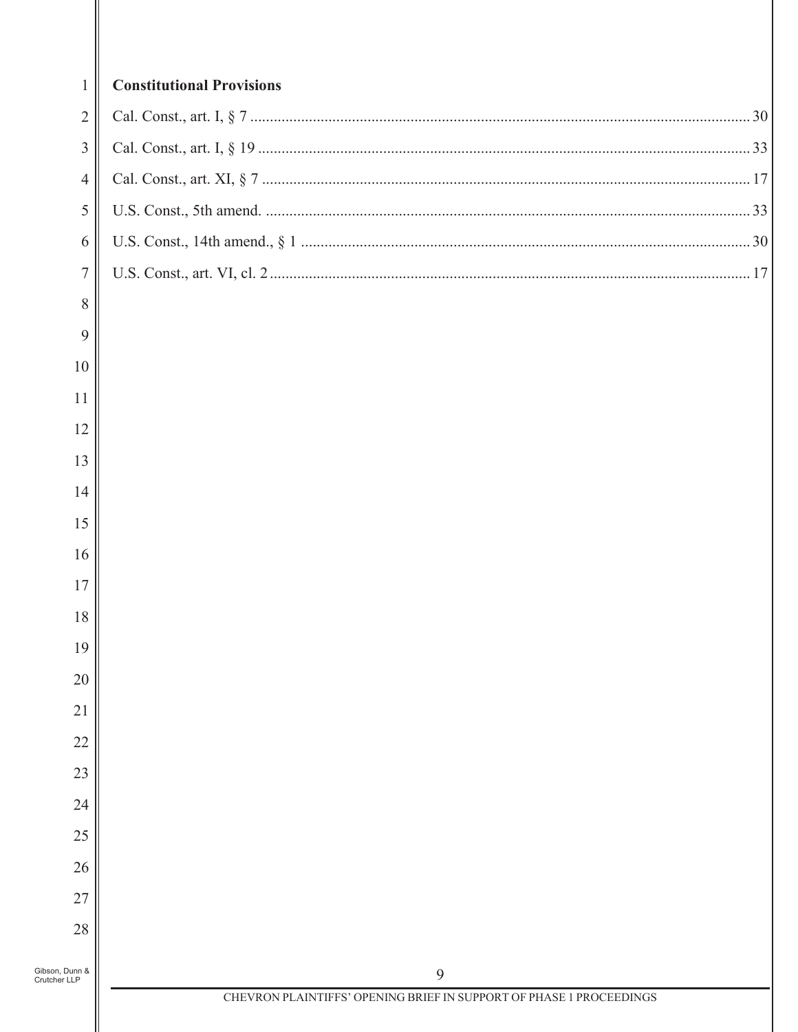**Constitutional Provisions**

Cal. Const., art. I, § 7 .......... 30

Cal. Const., art. I, § 19 .......... 33

Cal. Const., art. XI, § 7 .......... 17

U.S. Const., 5th amend. .......... 33

U.S. Const., 14th amend., § 1 .......... 30

U.S. Const., art. VI, cl. 2 .......... 17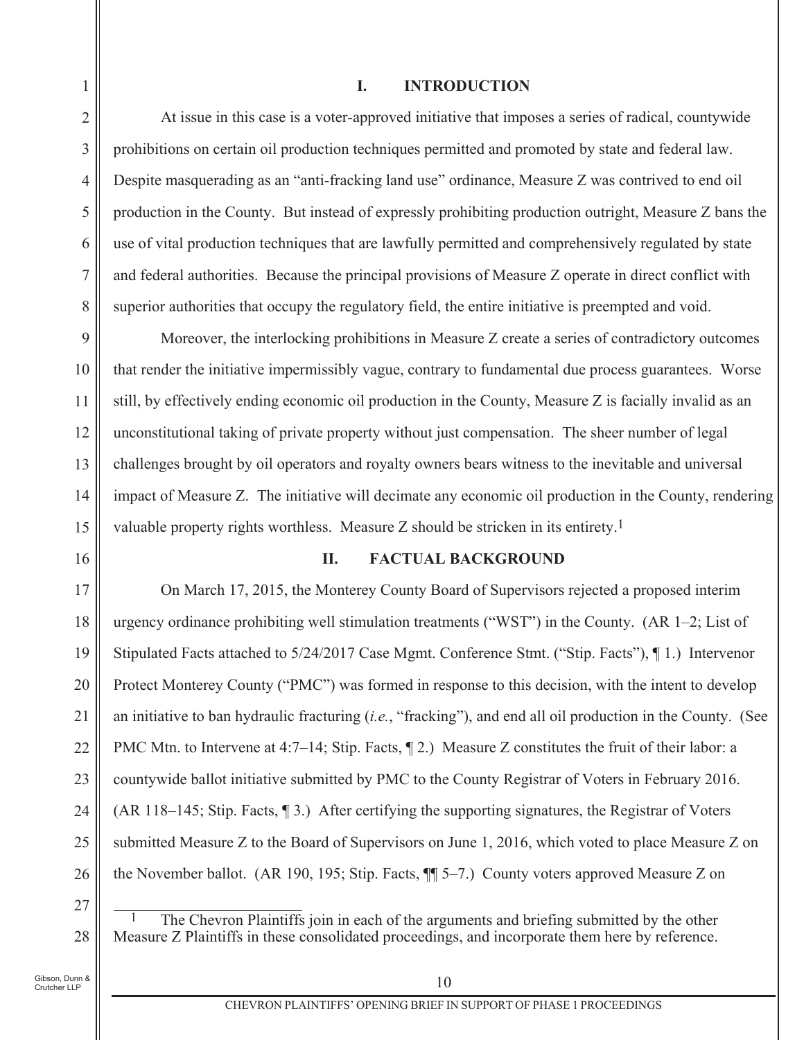## I. INTRODUCTION

At issue in this case is a voter-approved initiative that imposes a series of radical, countywide prohibitions on certain oil production techniques permitted and promoted by state and federal law. Despite masquerading as an "anti-fracking land use" ordinance, Measure Z was contrived to end oil production in the County. But instead of expressly prohibiting production outright, Measure Z bans the use of vital production techniques that are lawfully permitted and comprehensively regulated by state and federal authorities. Because the principal provisions of Measure Z operate in direct conflict with superior authorities that occupy the regulatory field, the entire initiative is preempted and void.

Moreover, the interlocking prohibitions in Measure Z create a series of contradictory outcomes that render the initiative impermissibly vague, contrary to fundamental due process guarantees. Worse still, by effectively ending economic oil production in the County, Measure Z is facially invalid as an unconstitutional taking of private property without just compensation. The sheer number of legal challenges brought by oil operators and royalty owners bears witness to the inevitable and universal impact of Measure Z. The initiative will decimate any economic oil production in the County, rendering valuable property rights worthless. Measure Z should be stricken in its entirety.[1]

## II. FACTUAL BACKGROUND

On March 17, 2015, the Monterey County Board of Supervisors rejected a proposed interim urgency ordinance prohibiting well stimulation treatments ("WST") in the County. (AR 1–2; List of Stipulated Facts attached to 5/24/2017 Case Mgmt. Conference Stmt. ("Stip. Facts"), ¶ 1.) Intervenor Protect Monterey County ("PMC") was formed in response to this decision, with the intent to develop an initiative to ban hydraulic fracturing (*i.e.*, "fracking"), and end all oil production in the County. (See PMC Mtn. to Intervene at 4:7–14; Stip. Facts, ¶ 2.) Measure Z constitutes the fruit of their labor: a countywide ballot initiative submitted by PMC to the County Registrar of Voters in February 2016. (AR 118–145; Stip. Facts, ¶ 3.) After certifying the supporting signatures, the Registrar of Voters submitted Measure Z to the Board of Supervisors on June 1, 2016, which voted to place Measure Z on the November ballot. (AR 190, 195; Stip. Facts, ¶¶ 5–7.) County voters approved Measure Z on

---

[1] The Chevron Plaintiffs join in each of the arguments and briefing submitted by the other Measure Z Plaintiffs in these consolidated proceedings, and incorporate them here by reference.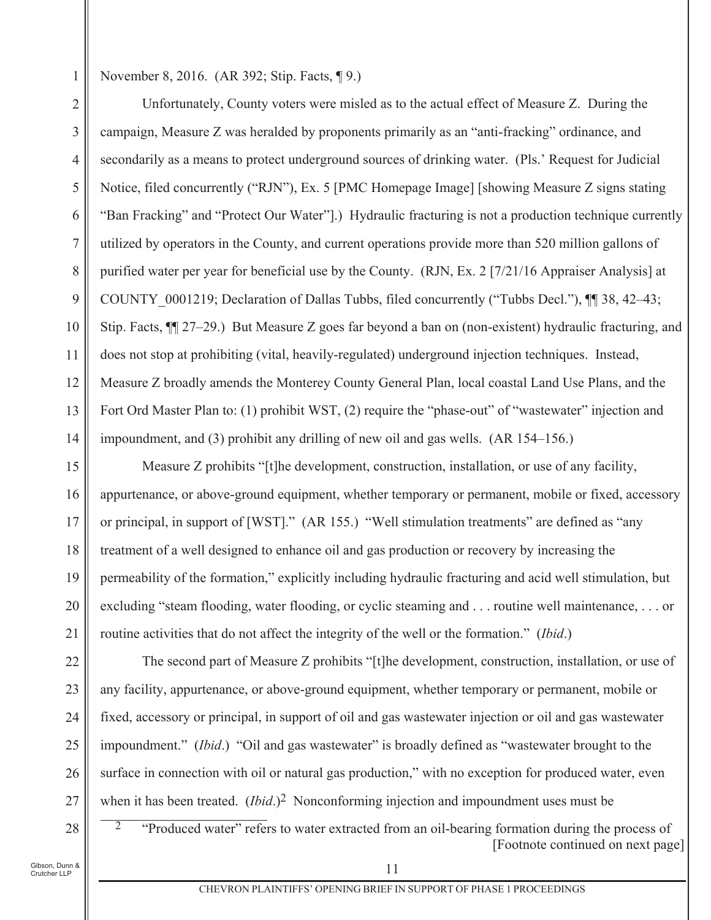November 8, 2016. (AR 392; Stip. Facts, ¶ 9.)

Unfortunately, County voters were misled as to the actual effect of Measure Z. During the campaign, Measure Z was heralded by proponents primarily as an "anti-fracking" ordinance, and secondarily as a means to protect underground sources of drinking water. (Pls.' Request for Judicial Notice, filed concurrently ("RJN"), Ex. 5 [PMC Homepage Image] [showing Measure Z signs stating "Ban Fracking" and "Protect Our Water"].) Hydraulic fracturing is not a production technique currently utilized by operators in the County, and current operations provide more than 520 million gallons of purified water per year for beneficial use by the County. (RJN, Ex. 2 [7/21/16 Appraiser Analysis] at COUNTY_0001219; Declaration of Dallas Tubbs, filed concurrently ("Tubbs Decl."), ¶¶ 38, 42–43; Stip. Facts, ¶¶ 27–29.) But Measure Z goes far beyond a ban on (non-existent) hydraulic fracturing, and does not stop at prohibiting (vital, heavily-regulated) underground injection techniques. Instead, Measure Z broadly amends the Monterey County General Plan, local coastal Land Use Plans, and the Fort Ord Master Plan to: (1) prohibit WST, (2) require the "phase-out" of "wastewater" injection and impoundment, and (3) prohibit any drilling of new oil and gas wells. (AR 154–156.)

Measure Z prohibits "[t]he development, construction, installation, or use of any facility, appurtenance, or above-ground equipment, whether temporary or permanent, mobile or fixed, accessory or principal, in support of [WST]." (AR 155.) "Well stimulation treatments" are defined as "any treatment of a well designed to enhance oil and gas production or recovery by increasing the permeability of the formation," explicitly including hydraulic fracturing and acid well stimulation, but excluding "steam flooding, water flooding, or cyclic steaming and . . . routine well maintenance, . . . or routine activities that do not affect the integrity of the well or the formation." (*Ibid*.)

The second part of Measure Z prohibits "[t]he development, construction, installation, or use of any facility, appurtenance, or above-ground equipment, whether temporary or permanent, mobile or fixed, accessory or principal, in support of oil and gas wastewater injection or oil and gas wastewater impoundment." (*Ibid*.) "Oil and gas wastewater" is broadly defined as "wastewater brought to the surface in connection with oil or natural gas production," with no exception for produced water, even when it has been treated. (*Ibid*.)[2] Nonconforming injection and impoundment uses must be

---

[2] "Produced water" refers to water extracted from an oil-bearing formation during the process of [Footnote continued on next page]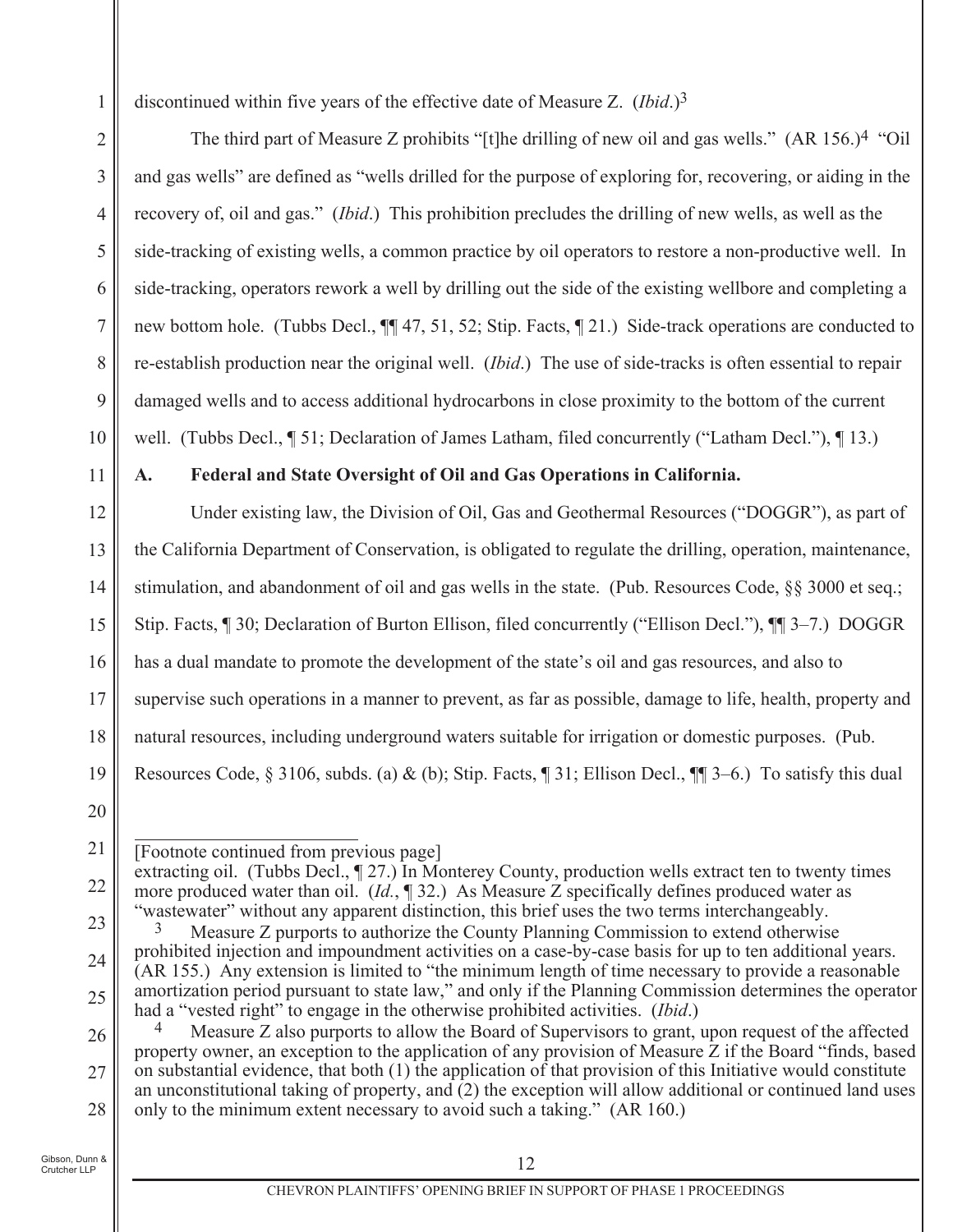discontinued within five years of the effective date of Measure Z. (*Ibid*.)[3]

The third part of Measure Z prohibits "[t]he drilling of new oil and gas wells." (AR 156.)[4] "Oil and gas wells" are defined as "wells drilled for the purpose of exploring for, recovering, or aiding in the recovery of, oil and gas." (*Ibid*.) This prohibition precludes the drilling of new wells, as well as the side-tracking of existing wells, a common practice by oil operators to restore a non-productive well. In side-tracking, operators rework a well by drilling out the side of the existing wellbore and completing a new bottom hole. (Tubbs Decl., ¶¶ 47, 51, 52; Stip. Facts, ¶ 21.) Side-track operations are conducted to re-establish production near the original well. (*Ibid*.) The use of side-tracks is often essential to repair damaged wells and to access additional hydrocarbons in close proximity to the bottom of the current well. (Tubbs Decl., ¶ 51; Declaration of James Latham, filed concurrently ("Latham Decl."), ¶ 13.)

## A. Federal and State Oversight of Oil and Gas Operations in California.

Under existing law, the Division of Oil, Gas and Geothermal Resources ("DOGGR"), as part of the California Department of Conservation, is obligated to regulate the drilling, operation, maintenance, stimulation, and abandonment of oil and gas wells in the state. (Pub. Resources Code, §§ 3000 et seq.; Stip. Facts, ¶ 30; Declaration of Burton Ellison, filed concurrently ("Ellison Decl."), ¶¶ 3–7.) DOGGR has a dual mandate to promote the development of the state's oil and gas resources, and also to supervise such operations in a manner to prevent, as far as possible, damage to life, health, property and natural resources, including underground waters suitable for irrigation or domestic purposes. (Pub. Resources Code, § 3106, subds. (a) & (b); Stip. Facts, ¶ 31; Ellison Decl., ¶¶ 3–6.) To satisfy this dual

---

[Footnote continued from previous page]

extracting oil. (Tubbs Decl., ¶ 27.) In Monterey County, production wells extract ten to twenty times more produced water than oil. (*Id.*, ¶ 32.) As Measure Z specifically defines produced water as "wastewater" without any apparent distinction, this brief uses the two terms interchangeably.

[3] Measure Z purports to authorize the County Planning Commission to extend otherwise prohibited injection and impoundment activities on a case-by-case basis for up to ten additional years. (AR 155.) Any extension is limited to "the minimum length of time necessary to provide a reasonable amortization period pursuant to state law," and only if the Planning Commission determines the operator had a "vested right" to engage in the otherwise prohibited activities. (*Ibid*.)

[4] Measure Z also purports to allow the Board of Supervisors to grant, upon request of the affected property owner, an exception to the application of any provision of Measure Z if the Board "finds, based on substantial evidence, that both (1) the application of that provision of this Initiative would constitute an unconstitutional taking of property, and (2) the exception will allow additional or continued land uses only to the minimum extent necessary to avoid such a taking." (AR 160.)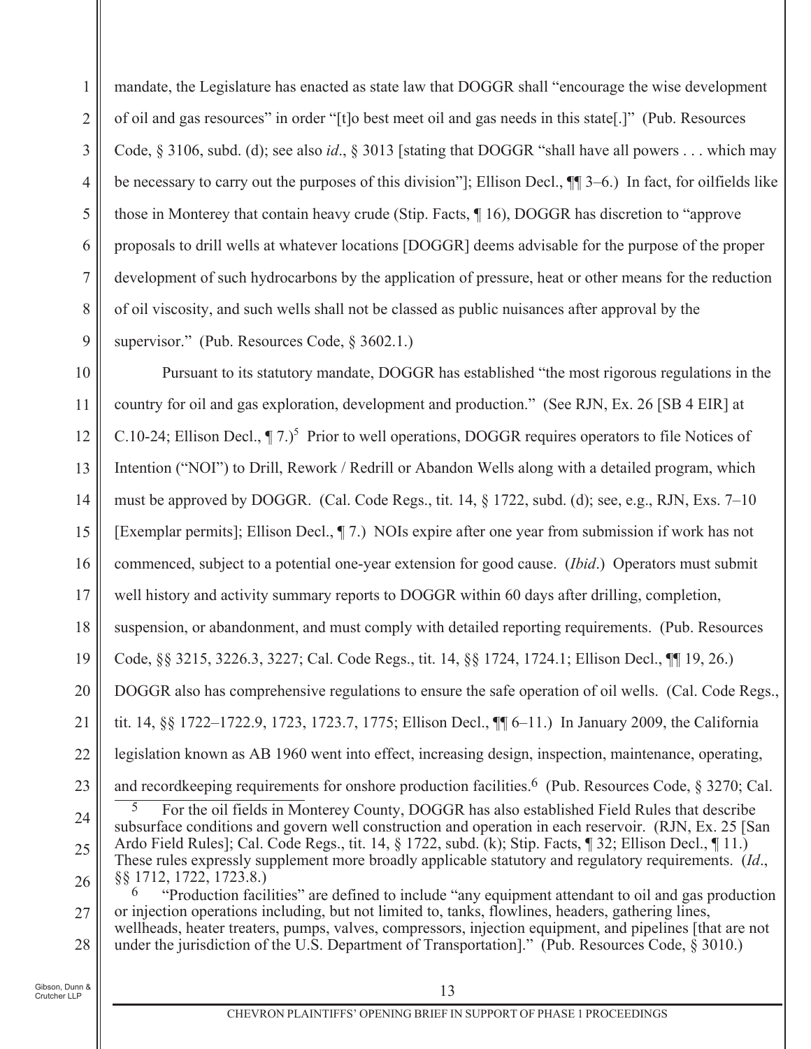mandate, the Legislature has enacted as state law that DOGGR shall "encourage the wise development of oil and gas resources" in order "[t]o best meet oil and gas needs in this state[.]" (Pub. Resources Code, § 3106, subd. (d); see also *id*., § 3013 [stating that DOGGR "shall have all powers . . . which may be necessary to carry out the purposes of this division"]; Ellison Decl., ¶¶ 3–6.) In fact, for oilfields like those in Monterey that contain heavy crude (Stip. Facts, ¶ 16), DOGGR has discretion to "approve proposals to drill wells at whatever locations [DOGGR] deems advisable for the purpose of the proper development of such hydrocarbons by the application of pressure, heat or other means for the reduction of oil viscosity, and such wells shall not be classed as public nuisances after approval by the supervisor." (Pub. Resources Code, § 3602.1.)

Pursuant to its statutory mandate, DOGGR has established "the most rigorous regulations in the country for oil and gas exploration, development and production." (See RJN, Ex. 26 [SB 4 EIR] at C.10-24; Ellison Decl., ¶ 7.)[5] Prior to well operations, DOGGR requires operators to file Notices of Intention ("NOI") to Drill, Rework / Redrill or Abandon Wells along with a detailed program, which must be approved by DOGGR. (Cal. Code Regs., tit. 14, § 1722, subd. (d); see, e.g., RJN, Exs. 7–10 [Exemplar permits]; Ellison Decl., ¶ 7.) NOIs expire after one year from submission if work has not commenced, subject to a potential one-year extension for good cause. (*Ibid*.) Operators must submit well history and activity summary reports to DOGGR within 60 days after drilling, completion, suspension, or abandonment, and must comply with detailed reporting requirements. (Pub. Resources Code, §§ 3215, 3226.3, 3227; Cal. Code Regs., tit. 14, §§ 1724, 1724.1; Ellison Decl., ¶¶ 19, 26.) DOGGR also has comprehensive regulations to ensure the safe operation of oil wells. (Cal. Code Regs., tit. 14, §§ 1722–1722.9, 1723, 1723.7, 1775; Ellison Decl., ¶¶ 6–11.) In January 2009, the California legislation known as AB 1960 went into effect, increasing design, inspection, maintenance, operating, and recordkeeping requirements for onshore production facilities.[6] (Pub. Resources Code, § 3270; Cal.

[5] For the oil fields in Monterey County, DOGGR has also established Field Rules that describe subsurface conditions and govern well construction and operation in each reservoir. (RJN, Ex. 25 [San Ardo Field Rules]; Cal. Code Regs., tit. 14, § 1722, subd. (k); Stip. Facts, ¶ 32; Ellison Decl., ¶ 11.) These rules expressly supplement more broadly applicable statutory and regulatory requirements. (*Id*., §§ 1712, 1722, 1723.8.)

[6] "Production facilities" are defined to include "any equipment attendant to oil and gas production or injection operations including, but not limited to, tanks, flowlines, headers, gathering lines, wellheads, heater treaters, pumps, valves, compressors, injection equipment, and pipelines [that are not under the jurisdiction of the U.S. Department of Transportation]." (Pub. Resources Code, § 3010.)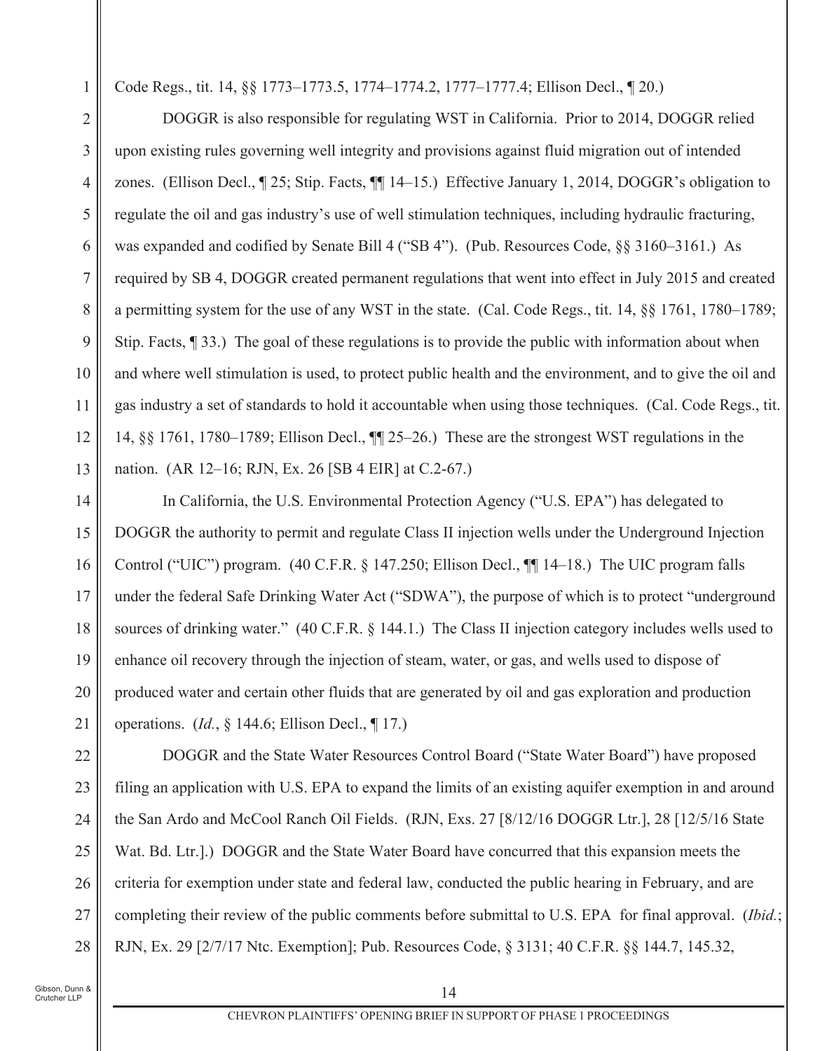Code Regs., tit. 14, §§ 1773–1773.5, 1774–1774.2, 1777–1777.4; Ellison Decl., ¶ 20.)

DOGGR is also responsible for regulating WST in California. Prior to 2014, DOGGR relied upon existing rules governing well integrity and provisions against fluid migration out of intended zones. (Ellison Decl., ¶ 25; Stip. Facts, ¶¶ 14–15.) Effective January 1, 2014, DOGGR's obligation to regulate the oil and gas industry's use of well stimulation techniques, including hydraulic fracturing, was expanded and codified by Senate Bill 4 ("SB 4"). (Pub. Resources Code, §§ 3160–3161.) As required by SB 4, DOGGR created permanent regulations that went into effect in July 2015 and created a permitting system for the use of any WST in the state. (Cal. Code Regs., tit. 14, §§ 1761, 1780–1789; Stip. Facts, ¶ 33.) The goal of these regulations is to provide the public with information about when and where well stimulation is used, to protect public health and the environment, and to give the oil and gas industry a set of standards to hold it accountable when using those techniques. (Cal. Code Regs., tit. 14, §§ 1761, 1780–1789; Ellison Decl., ¶¶ 25–26.) These are the strongest WST regulations in the nation. (AR 12–16; RJN, Ex. 26 [SB 4 EIR] at C.2-67.)

In California, the U.S. Environmental Protection Agency ("U.S. EPA") has delegated to DOGGR the authority to permit and regulate Class II injection wells under the Underground Injection Control ("UIC") program. (40 C.F.R. § 147.250; Ellison Decl., ¶¶ 14–18.) The UIC program falls under the federal Safe Drinking Water Act ("SDWA"), the purpose of which is to protect "underground sources of drinking water." (40 C.F.R. § 144.1.) The Class II injection category includes wells used to enhance oil recovery through the injection of steam, water, or gas, and wells used to dispose of produced water and certain other fluids that are generated by oil and gas exploration and production operations. (*Id.*, § 144.6; Ellison Decl., ¶ 17.)

DOGGR and the State Water Resources Control Board ("State Water Board") have proposed filing an application with U.S. EPA to expand the limits of an existing aquifer exemption in and around the San Ardo and McCool Ranch Oil Fields. (RJN, Exs. 27 [8/12/16 DOGGR Ltr.], 28 [12/5/16 State Wat. Bd. Ltr.].) DOGGR and the State Water Board have concurred that this expansion meets the criteria for exemption under state and federal law, conducted the public hearing in February, and are completing their review of the public comments before submittal to U.S. EPA for final approval. (*Ibid.*; RJN, Ex. 29 [2/7/17 Ntc. Exemption]; Pub. Resources Code, § 3131; 40 C.F.R. §§ 144.7, 145.32,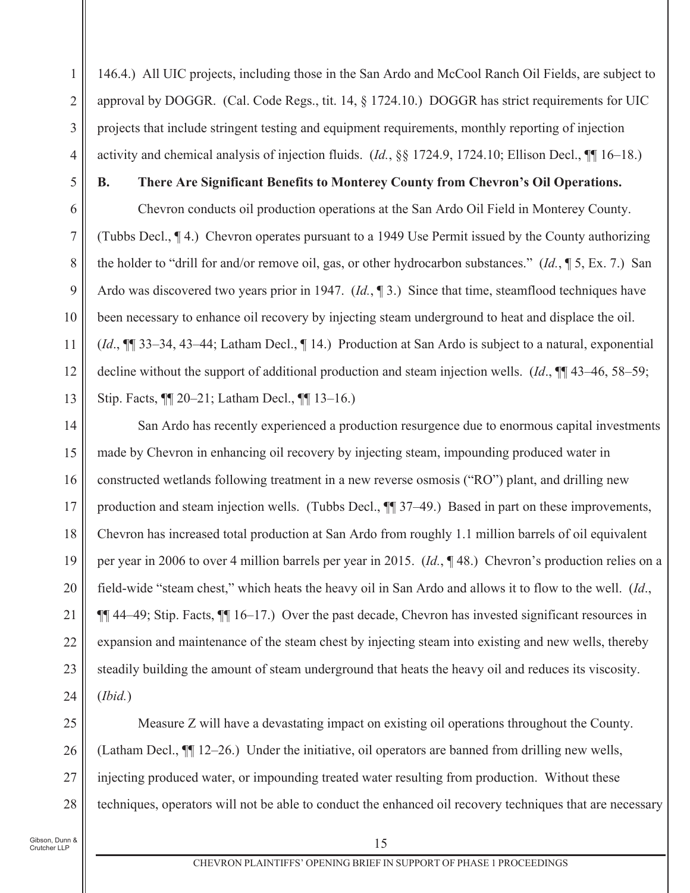146.4.) All UIC projects, including those in the San Ardo and McCool Ranch Oil Fields, are subject to approval by DOGGR. (Cal. Code Regs., tit. 14, § 1724.10.) DOGGR has strict requirements for UIC projects that include stringent testing and equipment requirements, monthly reporting of injection activity and chemical analysis of injection fluids. (*Id.*, §§ 1724.9, 1724.10; Ellison Decl., ¶¶ 16–18.)

**B. There Are Significant Benefits to Monterey County from Chevron's Oil Operations.**

Chevron conducts oil production operations at the San Ardo Oil Field in Monterey County. (Tubbs Decl., ¶ 4.) Chevron operates pursuant to a 1949 Use Permit issued by the County authorizing the holder to "drill for and/or remove oil, gas, or other hydrocarbon substances." (*Id.*, ¶ 5, Ex. 7.) San Ardo was discovered two years prior in 1947. (*Id.*, ¶ 3.) Since that time, steamflood techniques have been necessary to enhance oil recovery by injecting steam underground to heat and displace the oil. (*Id*., ¶¶ 33–34, 43–44; Latham Decl., ¶ 14.) Production at San Ardo is subject to a natural, exponential decline without the support of additional production and steam injection wells. (*Id*., ¶¶ 43–46, 58–59; Stip. Facts, ¶¶ 20–21; Latham Decl., ¶¶ 13–16.)

San Ardo has recently experienced a production resurgence due to enormous capital investments made by Chevron in enhancing oil recovery by injecting steam, impounding produced water in constructed wetlands following treatment in a new reverse osmosis ("RO") plant, and drilling new production and steam injection wells. (Tubbs Decl., ¶¶ 37–49.) Based in part on these improvements, Chevron has increased total production at San Ardo from roughly 1.1 million barrels of oil equivalent per year in 2006 to over 4 million barrels per year in 2015. (*Id.*, ¶ 48.) Chevron's production relies on a field-wide "steam chest," which heats the heavy oil in San Ardo and allows it to flow to the well. (*Id*., ¶¶ 44–49; Stip. Facts, ¶¶ 16–17.) Over the past decade, Chevron has invested significant resources in expansion and maintenance of the steam chest by injecting steam into existing and new wells, thereby steadily building the amount of steam underground that heats the heavy oil and reduces its viscosity. (*Ibid.*)

Measure Z will have a devastating impact on existing oil operations throughout the County. (Latham Decl., ¶¶ 12–26.) Under the initiative, oil operators are banned from drilling new wells, injecting produced water, or impounding treated water resulting from production. Without these techniques, operators will not be able to conduct the enhanced oil recovery techniques that are necessary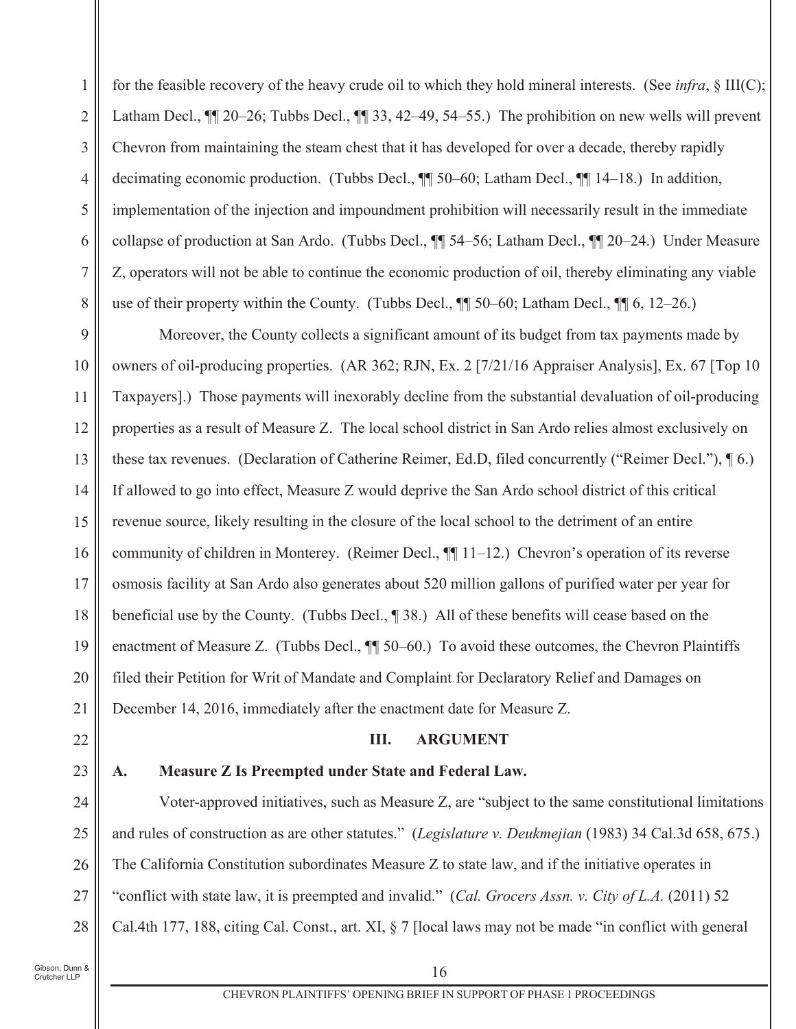for the feasible recovery of the heavy crude oil to which they hold mineral interests. (See *infra*, § III(C); Latham Decl., ¶¶ 20–26; Tubbs Decl., ¶¶ 33, 42–49, 54–55.) The prohibition on new wells will prevent Chevron from maintaining the steam chest that it has developed for over a decade, thereby rapidly decimating economic production. (Tubbs Decl., ¶¶ 50–60; Latham Decl., ¶¶ 14–18.) In addition, implementation of the injection and impoundment prohibition will necessarily result in the immediate collapse of production at San Ardo. (Tubbs Decl., ¶¶ 54–56; Latham Decl., ¶¶ 20–24.) Under Measure Z, operators will not be able to continue the economic production of oil, thereby eliminating any viable use of their property within the County. (Tubbs Decl., ¶¶ 50–60; Latham Decl., ¶¶ 6, 12–26.)

Moreover, the County collects a significant amount of its budget from tax payments made by owners of oil-producing properties. (AR 362; RJN, Ex. 2 [7/21/16 Appraiser Analysis], Ex. 67 [Top 10 Taxpayers].) Those payments will inexorably decline from the substantial devaluation of oil-producing properties as a result of Measure Z. The local school district in San Ardo relies almost exclusively on these tax revenues. (Declaration of Catherine Reimer, Ed.D, filed concurrently ("Reimer Decl."), ¶ 6.) If allowed to go into effect, Measure Z would deprive the San Ardo school district of this critical revenue source, likely resulting in the closure of the local school to the detriment of an entire community of children in Monterey. (Reimer Decl., ¶¶ 11–12.) Chevron's operation of its reverse osmosis facility at San Ardo also generates about 520 million gallons of purified water per year for beneficial use by the County. (Tubbs Decl., ¶ 38.) All of these benefits will cease based on the enactment of Measure Z. (Tubbs Decl., ¶¶ 50–60.) To avoid these outcomes, the Chevron Plaintiffs filed their Petition for Writ of Mandate and Complaint for Declaratory Relief and Damages on December 14, 2016, immediately after the enactment date for Measure Z.

## III. ARGUMENT

### A. Measure Z Is Preempted under State and Federal Law.

Voter-approved initiatives, such as Measure Z, are "subject to the same constitutional limitations and rules of construction as are other statutes." (*Legislature v. Deukmejian* (1983) 34 Cal.3d 658, 675.) The California Constitution subordinates Measure Z to state law, and if the initiative operates in "conflict with state law, it is preempted and invalid." (*Cal. Grocers Assn. v. City of L.A.* (2011) 52 Cal.4th 177, 188, citing Cal. Const., art. XI, § 7 [local laws may not be made "in conflict with general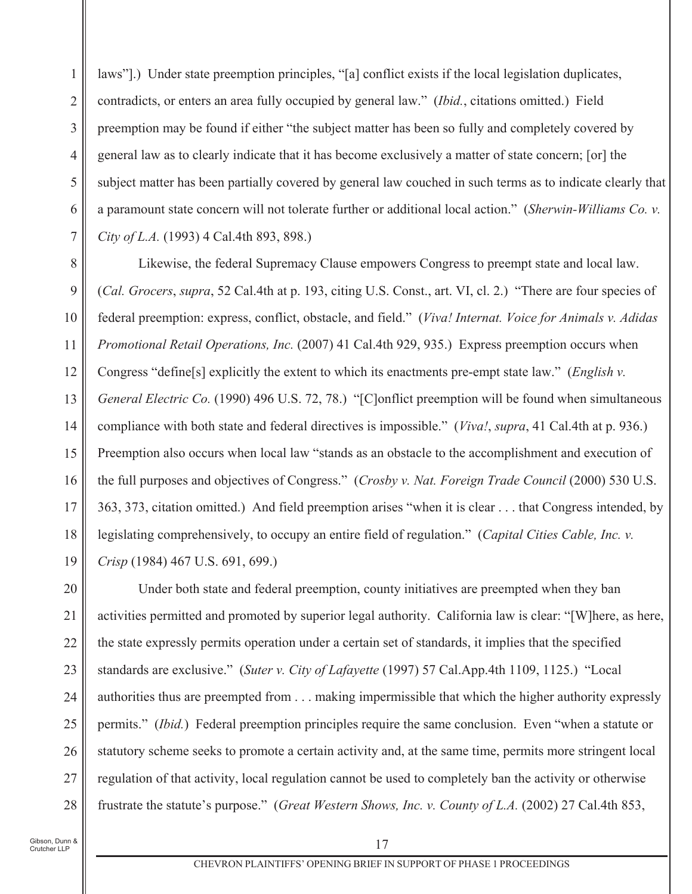laws"].) Under state preemption principles, "[a] conflict exists if the local legislation duplicates, contradicts, or enters an area fully occupied by general law." (*Ibid.*, citations omitted.) Field preemption may be found if either "the subject matter has been so fully and completely covered by general law as to clearly indicate that it has become exclusively a matter of state concern; [or] the subject matter has been partially covered by general law couched in such terms as to indicate clearly that a paramount state concern will not tolerate further or additional local action." (*Sherwin-Williams Co. v. City of L.A.* (1993) 4 Cal.4th 893, 898.)

Likewise, the federal Supremacy Clause empowers Congress to preempt state and local law. (*Cal. Grocers*, *supra*, 52 Cal.4th at p. 193, citing U.S. Const., art. VI, cl. 2.) "There are four species of federal preemption: express, conflict, obstacle, and field." (*Viva! Internat. Voice for Animals v. Adidas Promotional Retail Operations, Inc.* (2007) 41 Cal.4th 929, 935.) Express preemption occurs when Congress "define[s] explicitly the extent to which its enactments pre-empt state law." (*English v. General Electric Co.* (1990) 496 U.S. 72, 78.) "[C]onflict preemption will be found when simultaneous compliance with both state and federal directives is impossible." (*Viva!*, *supra*, 41 Cal.4th at p. 936.) Preemption also occurs when local law "stands as an obstacle to the accomplishment and execution of the full purposes and objectives of Congress." (*Crosby v. Nat. Foreign Trade Council* (2000) 530 U.S. 363, 373, citation omitted.) And field preemption arises "when it is clear . . . that Congress intended, by legislating comprehensively, to occupy an entire field of regulation." (*Capital Cities Cable, Inc. v. Crisp* (1984) 467 U.S. 691, 699.)

Under both state and federal preemption, county initiatives are preempted when they ban activities permitted and promoted by superior legal authority. California law is clear: "[W]here, as here, the state expressly permits operation under a certain set of standards, it implies that the specified standards are exclusive." (*Suter v. City of Lafayette* (1997) 57 Cal.App.4th 1109, 1125.) "Local authorities thus are preempted from . . . making impermissible that which the higher authority expressly permits." (*Ibid.*) Federal preemption principles require the same conclusion. Even "when a statute or statutory scheme seeks to promote a certain activity and, at the same time, permits more stringent local regulation of that activity, local regulation cannot be used to completely ban the activity or otherwise frustrate the statute's purpose." (*Great Western Shows, Inc. v. County of L.A.* (2002) 27 Cal.4th 853,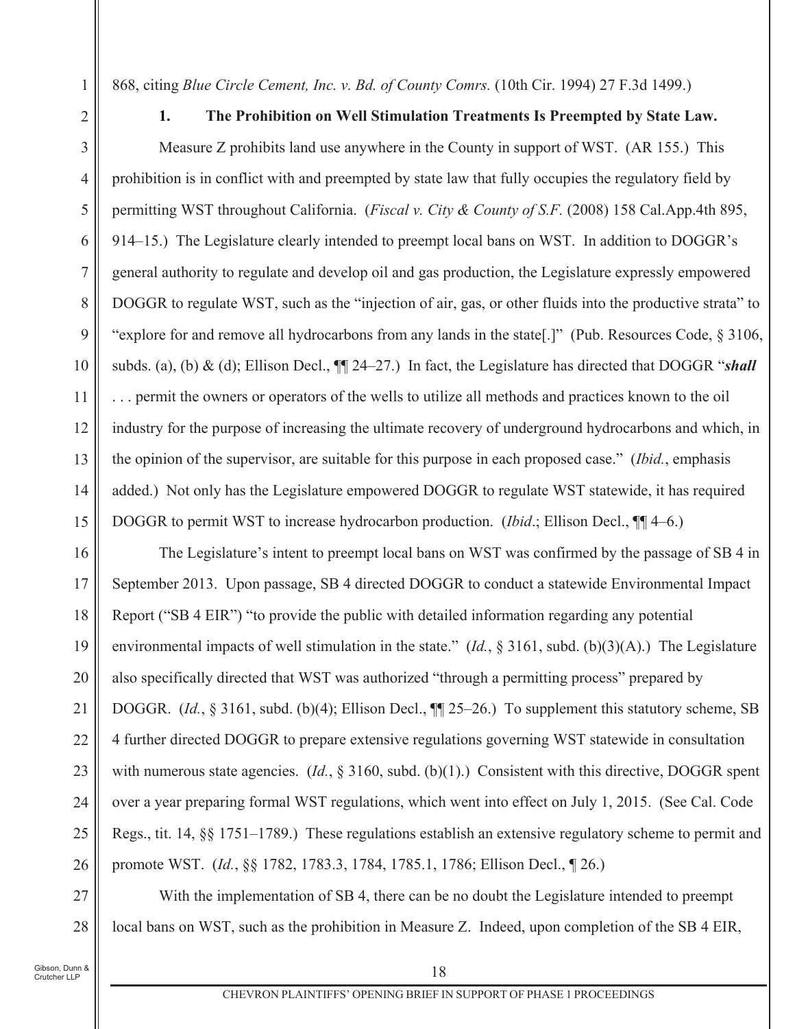868, citing *Blue Circle Cement, Inc. v. Bd. of County Comrs.* (10th Cir. 1994) 27 F.3d 1499.)

**1. The Prohibition on Well Stimulation Treatments Is Preempted by State Law.**

Measure Z prohibits land use anywhere in the County in support of WST. (AR 155.) This prohibition is in conflict with and preempted by state law that fully occupies the regulatory field by permitting WST throughout California. (*Fiscal v. City & County of S.F.* (2008) 158 Cal.App.4th 895, 914–15.) The Legislature clearly intended to preempt local bans on WST. In addition to DOGGR's general authority to regulate and develop oil and gas production, the Legislature expressly empowered DOGGR to regulate WST, such as the "injection of air, gas, or other fluids into the productive strata" to "explore for and remove all hydrocarbons from any lands in the state[.]" (Pub. Resources Code, § 3106, subds. (a), (b) & (d); Ellison Decl., ¶¶ 24–27.) In fact, the Legislature has directed that DOGGR "***shall*** . . . permit the owners or operators of the wells to utilize all methods and practices known to the oil industry for the purpose of increasing the ultimate recovery of underground hydrocarbons and which, in the opinion of the supervisor, are suitable for this purpose in each proposed case." (*Ibid.*, emphasis added.) Not only has the Legislature empowered DOGGR to regulate WST statewide, it has required DOGGR to permit WST to increase hydrocarbon production. (*Ibid*.; Ellison Decl., ¶¶ 4–6.)

The Legislature's intent to preempt local bans on WST was confirmed by the passage of SB 4 in September 2013. Upon passage, SB 4 directed DOGGR to conduct a statewide Environmental Impact Report ("SB 4 EIR") "to provide the public with detailed information regarding any potential environmental impacts of well stimulation in the state." (*Id.*, § 3161, subd. (b)(3)(A).) The Legislature also specifically directed that WST was authorized "through a permitting process" prepared by DOGGR. (*Id.*, § 3161, subd. (b)(4); Ellison Decl., ¶¶ 25–26.) To supplement this statutory scheme, SB 4 further directed DOGGR to prepare extensive regulations governing WST statewide in consultation with numerous state agencies. (*Id.*, § 3160, subd. (b)(1).) Consistent with this directive, DOGGR spent over a year preparing formal WST regulations, which went into effect on July 1, 2015. (See Cal. Code Regs., tit. 14, §§ 1751–1789.) These regulations establish an extensive regulatory scheme to permit and promote WST. (*Id.*, §§ 1782, 1783.3, 1784, 1785.1, 1786; Ellison Decl., ¶ 26.)

With the implementation of SB 4, there can be no doubt the Legislature intended to preempt local bans on WST, such as the prohibition in Measure Z. Indeed, upon completion of the SB 4 EIR,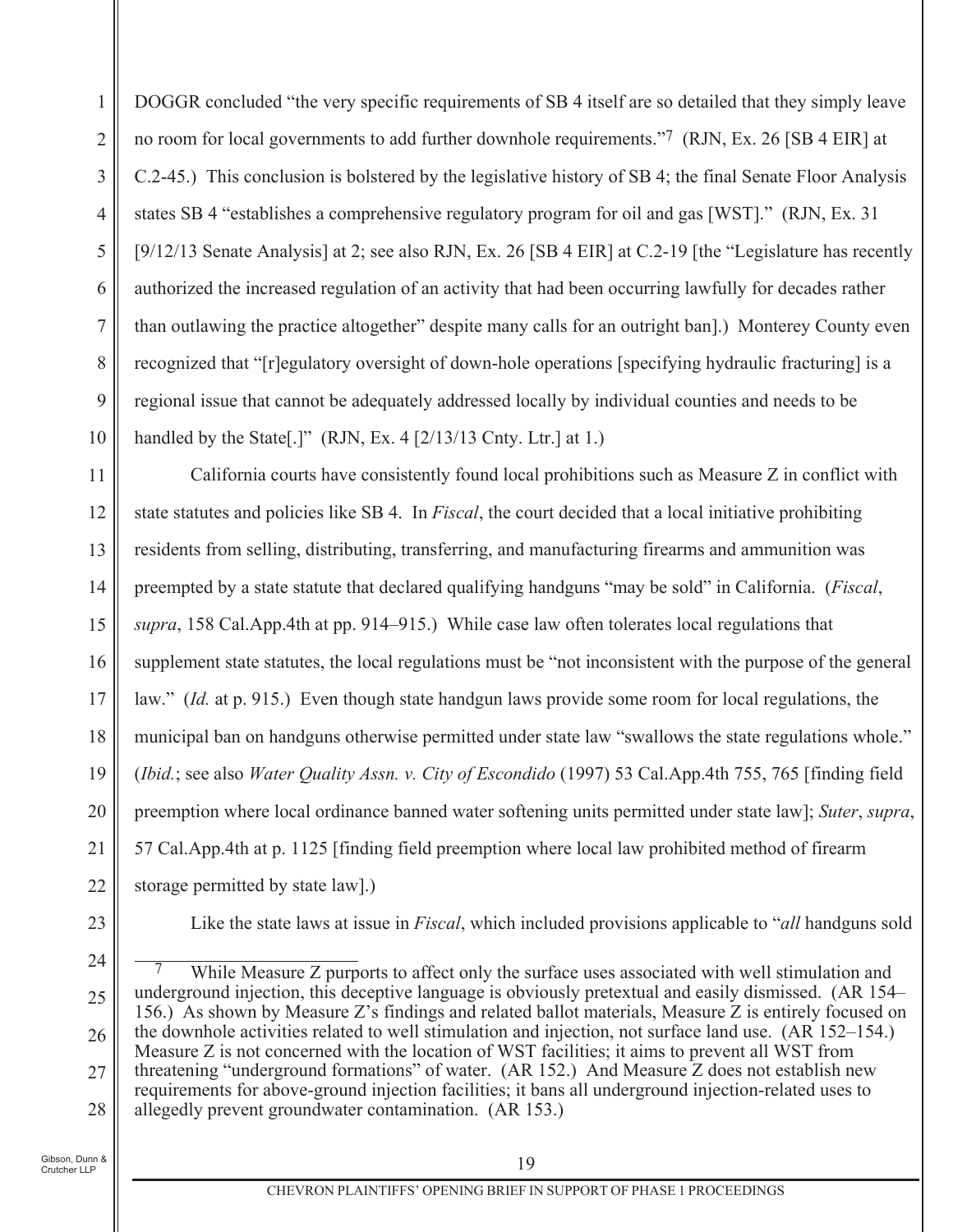DOGGR concluded "the very specific requirements of SB 4 itself are so detailed that they simply leave no room for local governments to add further downhole requirements."[7] (RJN, Ex. 26 [SB 4 EIR] at C.2-45.) This conclusion is bolstered by the legislative history of SB 4; the final Senate Floor Analysis states SB 4 "establishes a comprehensive regulatory program for oil and gas [WST]." (RJN, Ex. 31 [9/12/13 Senate Analysis] at 2; see also RJN, Ex. 26 [SB 4 EIR] at C.2-19 [the "Legislature has recently authorized the increased regulation of an activity that had been occurring lawfully for decades rather than outlawing the practice altogether" despite many calls for an outright ban].) Monterey County even recognized that "[r]egulatory oversight of down-hole operations [specifying hydraulic fracturing] is a regional issue that cannot be adequately addressed locally by individual counties and needs to be handled by the State[.]" (RJN, Ex. 4 [2/13/13 Cnty. Ltr.] at 1.)

California courts have consistently found local prohibitions such as Measure Z in conflict with state statutes and policies like SB 4. In *Fiscal*, the court decided that a local initiative prohibiting residents from selling, distributing, transferring, and manufacturing firearms and ammunition was preempted by a state statute that declared qualifying handguns "may be sold" in California. (*Fiscal*, *supra*, 158 Cal.App.4th at pp. 914–915.) While case law often tolerates local regulations that supplement state statutes, the local regulations must be "not inconsistent with the purpose of the general law." (*Id.* at p. 915.) Even though state handgun laws provide some room for local regulations, the municipal ban on handguns otherwise permitted under state law "swallows the state regulations whole." (*Ibid.*; see also *Water Quality Assn. v. City of Escondido* (1997) 53 Cal.App.4th 755, 765 [finding field preemption where local ordinance banned water softening units permitted under state law]; *Suter*, *supra*, 57 Cal.App.4th at p. 1125 [finding field preemption where local law prohibited method of firearm storage permitted by state law].)

Like the state laws at issue in *Fiscal*, which included provisions applicable to "*all* handguns sold

---

[7] While Measure Z purports to affect only the surface uses associated with well stimulation and underground injection, this deceptive language is obviously pretextual and easily dismissed. (AR 154–156.) As shown by Measure Z's findings and related ballot materials, Measure Z is entirely focused on the downhole activities related to well stimulation and injection, not surface land use. (AR 152–154.) Measure Z is not concerned with the location of WST facilities; it aims to prevent all WST from threatening "underground formations" of water. (AR 152.) And Measure Z does not establish new requirements for above-ground injection facilities; it bans all underground injection-related uses to allegedly prevent groundwater contamination. (AR 153.)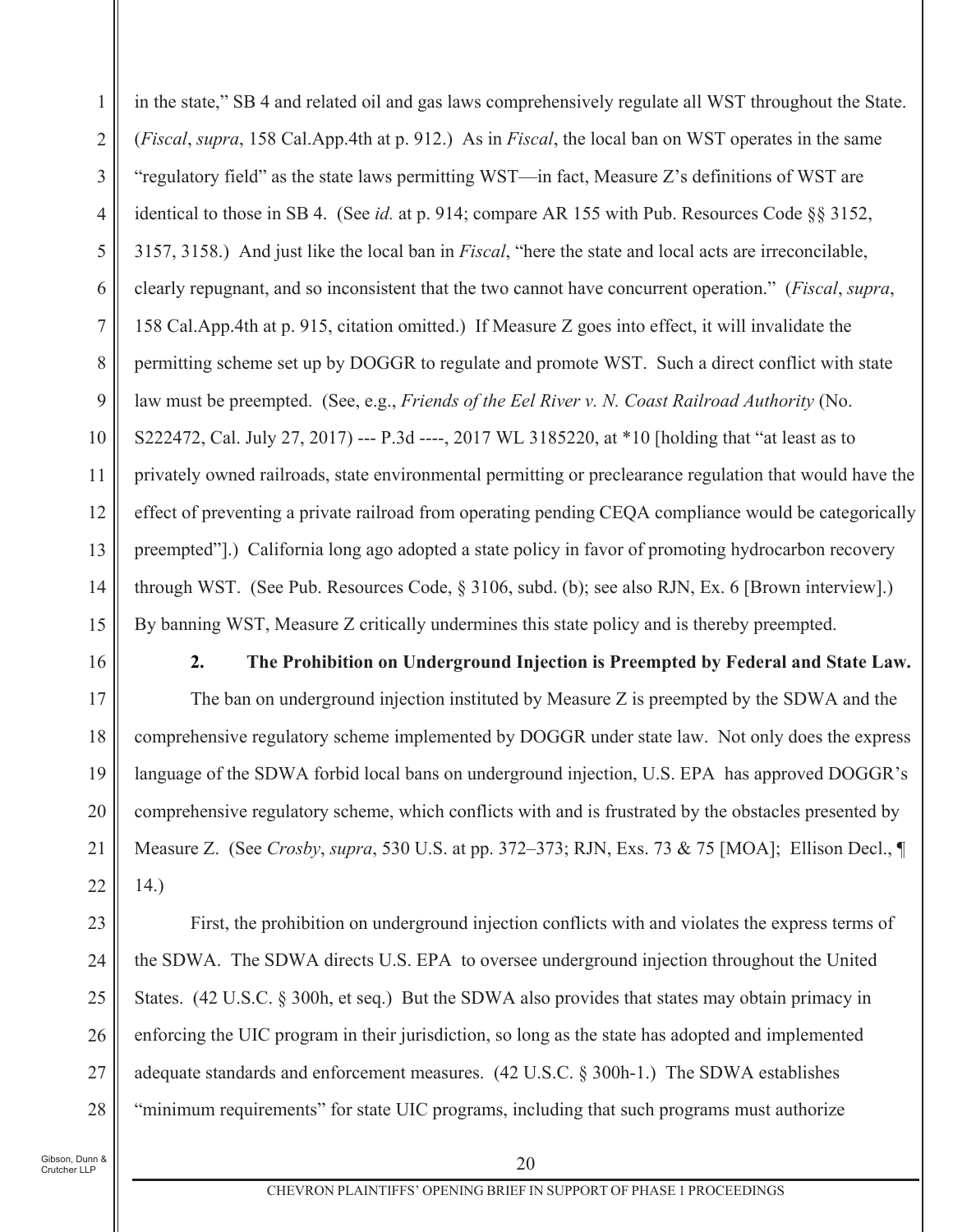in the state," SB 4 and related oil and gas laws comprehensively regulate all WST throughout the State. (*Fiscal*, *supra*, 158 Cal.App.4th at p. 912.) As in *Fiscal*, the local ban on WST operates in the same "regulatory field" as the state laws permitting WST—in fact, Measure Z's definitions of WST are identical to those in SB 4. (See *id.* at p. 914; compare AR 155 with Pub. Resources Code §§ 3152, 3157, 3158.) And just like the local ban in *Fiscal*, "here the state and local acts are irreconcilable, clearly repugnant, and so inconsistent that the two cannot have concurrent operation." (*Fiscal*, *supra*, 158 Cal.App.4th at p. 915, citation omitted.) If Measure Z goes into effect, it will invalidate the permitting scheme set up by DOGGR to regulate and promote WST. Such a direct conflict with state law must be preempted. (See, e.g., *Friends of the Eel River v. N. Coast Railroad Authority* (No. S222472, Cal. July 27, 2017) --- P.3d ----, 2017 WL 3185220, at *10 [holding that "at least as to privately owned railroads, state environmental permitting or preclearance regulation that would have the effect of preventing a private railroad from operating pending CEQA compliance would be categorically preempted"].) California long ago adopted a state policy in favor of promoting hydrocarbon recovery through WST. (See Pub. Resources Code, § 3106, subd. (b); see also RJN, Ex. 6 [Brown interview].) By banning WST, Measure Z critically undermines this state policy and is thereby preempted.

**2. The Prohibition on Underground Injection is Preempted by Federal and State Law.**

The ban on underground injection instituted by Measure Z is preempted by the SDWA and the comprehensive regulatory scheme implemented by DOGGR under state law. Not only does the express language of the SDWA forbid local bans on underground injection, U.S. EPA has approved DOGGR's comprehensive regulatory scheme, which conflicts with and is frustrated by the obstacles presented by Measure Z. (See *Crosby*, *supra*, 530 U.S. at pp. 372–373; RJN, Exs. 73 & 75 [MOA]; Ellison Decl., ¶ 14.)

First, the prohibition on underground injection conflicts with and violates the express terms of the SDWA. The SDWA directs U.S. EPA to oversee underground injection throughout the United States. (42 U.S.C. § 300h, et seq.) But the SDWA also provides that states may obtain primacy in enforcing the UIC program in their jurisdiction, so long as the state has adopted and implemented adequate standards and enforcement measures. (42 U.S.C. § 300h-1.) The SDWA establishes "minimum requirements" for state UIC programs, including that such programs must authorize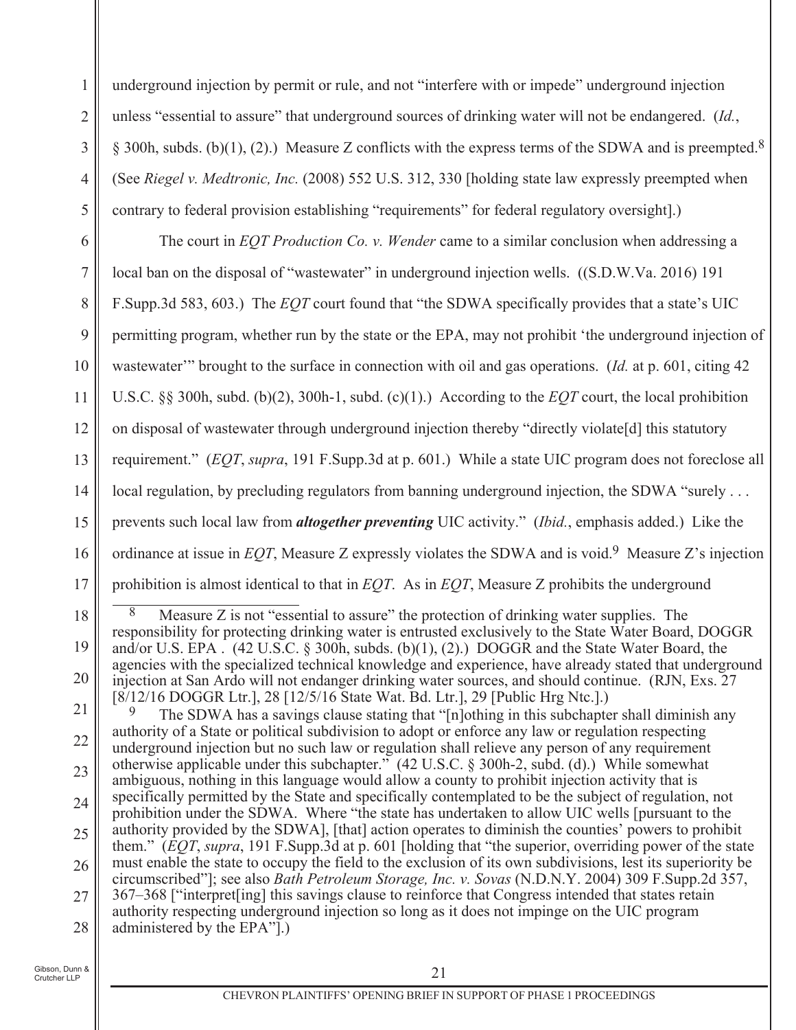underground injection by permit or rule, and not "interfere with or impede" underground injection unless "essential to assure" that underground sources of drinking water will not be endangered. (*Id.*, § 300h, subds. (b)(1), (2).) Measure Z conflicts with the express terms of the SDWA and is preempted.[8] (See *Riegel v. Medtronic, Inc.* (2008) 552 U.S. 312, 330 [holding state law expressly preempted when contrary to federal provision establishing "requirements" for federal regulatory oversight].)

The court in *EQT Production Co. v. Wender* came to a similar conclusion when addressing a local ban on the disposal of "wastewater" in underground injection wells. ((S.D.W.Va. 2016) 191 F.Supp.3d 583, 603.) The *EQT* court found that "the SDWA specifically provides that a state's UIC permitting program, whether run by the state or the EPA, may not prohibit 'the underground injection of wastewater'" brought to the surface in connection with oil and gas operations. (*Id.* at p. 601, citing 42 U.S.C. §§ 300h, subd. (b)(2), 300h-1, subd. (c)(1).) According to the *EQT* court, the local prohibition on disposal of wastewater through underground injection thereby "directly violate[d] this statutory requirement." (*EQT*, *supra*, 191 F.Supp.3d at p. 601.) While a state UIC program does not foreclose all local regulation, by precluding regulators from banning underground injection, the SDWA "surely . . . prevents such local law from ***altogether preventing*** UIC activity." (*Ibid.*, emphasis added.) Like the ordinance at issue in *EQT*, Measure Z expressly violates the SDWA and is void.[9] Measure Z's injection prohibition is almost identical to that in *EQT*. As in *EQT*, Measure Z prohibits the underground

---

[8] Measure Z is not "essential to assure" the protection of drinking water supplies. The responsibility for protecting drinking water is entrusted exclusively to the State Water Board, DOGGR and/or U.S. EPA . (42 U.S.C. § 300h, subds. (b)(1), (2).) DOGGR and the State Water Board, the agencies with the specialized technical knowledge and experience, have already stated that underground injection at San Ardo will not endanger drinking water sources, and should continue. (RJN, Exs. 27 [8/12/16 DOGGR Ltr.], 28 [12/5/16 State Wat. Bd. Ltr.], 29 [Public Hrg Ntc.].)

[9] The SDWA has a savings clause stating that "[n]othing in this subchapter shall diminish any authority of a State or political subdivision to adopt or enforce any law or regulation respecting underground injection but no such law or regulation shall relieve any person of any requirement otherwise applicable under this subchapter." (42 U.S.C. § 300h-2, subd. (d).) While somewhat ambiguous, nothing in this language would allow a county to prohibit injection activity that is specifically permitted by the State and specifically contemplated to be the subject of regulation, not prohibition under the SDWA. Where "the state has undertaken to allow UIC wells [pursuant to the authority provided by the SDWA], [that] action operates to diminish the counties' powers to prohibit them." (*EQT*, *supra*, 191 F.Supp.3d at p. 601 [holding that "the superior, overriding power of the state must enable the state to occupy the field to the exclusion of its own subdivisions, lest its superiority be circumscribed"]; see also *Bath Petroleum Storage, Inc. v. Sovas* (N.D.N.Y. 2004) 309 F.Supp.2d 357, 367–368 ["interpret[ing] this savings clause to reinforce that Congress intended that states retain authority respecting underground injection so long as it does not impinge on the UIC program administered by the EPA"].)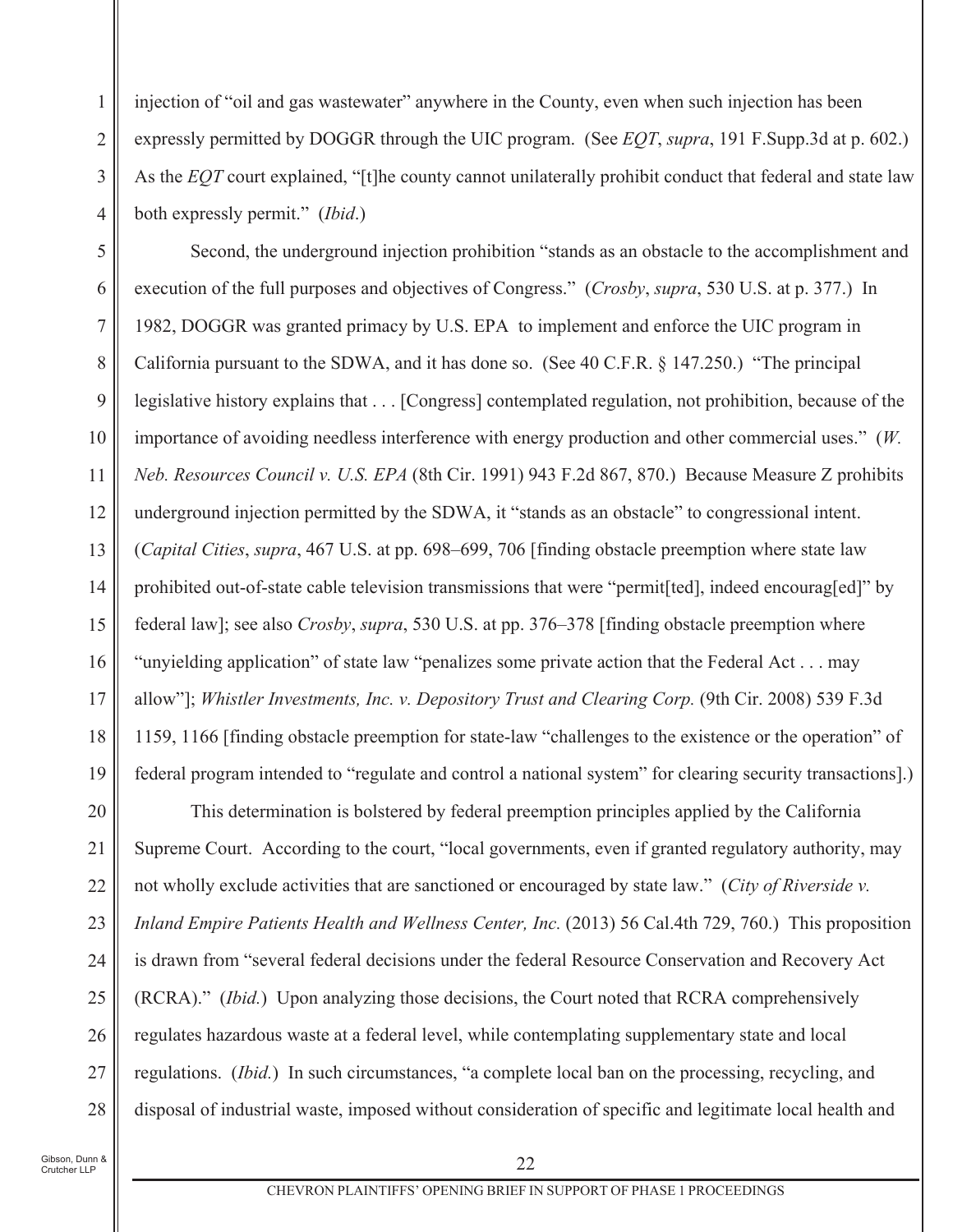injection of "oil and gas wastewater" anywhere in the County, even when such injection has been expressly permitted by DOGGR through the UIC program. (See *EQT*, *supra*, 191 F.Supp.3d at p. 602.) As the *EQT* court explained, "[t]he county cannot unilaterally prohibit conduct that federal and state law both expressly permit." (*Ibid*.)

Second, the underground injection prohibition "stands as an obstacle to the accomplishment and execution of the full purposes and objectives of Congress." (*Crosby*, *supra*, 530 U.S. at p. 377.) In 1982, DOGGR was granted primacy by U.S. EPA to implement and enforce the UIC program in California pursuant to the SDWA, and it has done so. (See 40 C.F.R. § 147.250.) "The principal legislative history explains that . . . [Congress] contemplated regulation, not prohibition, because of the importance of avoiding needless interference with energy production and other commercial uses." (*W. Neb. Resources Council v. U.S. EPA* (8th Cir. 1991) 943 F.2d 867, 870.) Because Measure Z prohibits underground injection permitted by the SDWA, it "stands as an obstacle" to congressional intent. (*Capital Cities*, *supra*, 467 U.S. at pp. 698–699, 706 [finding obstacle preemption where state law prohibited out-of-state cable television transmissions that were "permit[ted], indeed encourag[ed]" by federal law]; see also *Crosby*, *supra*, 530 U.S. at pp. 376–378 [finding obstacle preemption where "unyielding application" of state law "penalizes some private action that the Federal Act . . . may allow"]; *Whistler Investments, Inc. v. Depository Trust and Clearing Corp.* (9th Cir. 2008) 539 F.3d 1159, 1166 [finding obstacle preemption for state-law "challenges to the existence or the operation" of federal program intended to "regulate and control a national system" for clearing security transactions].)

This determination is bolstered by federal preemption principles applied by the California Supreme Court. According to the court, "local governments, even if granted regulatory authority, may not wholly exclude activities that are sanctioned or encouraged by state law." (*City of Riverside v. Inland Empire Patients Health and Wellness Center, Inc.* (2013) 56 Cal.4th 729, 760.) This proposition is drawn from "several federal decisions under the federal Resource Conservation and Recovery Act (RCRA)." (*Ibid.*) Upon analyzing those decisions, the Court noted that RCRA comprehensively regulates hazardous waste at a federal level, while contemplating supplementary state and local regulations. (*Ibid.*) In such circumstances, "a complete local ban on the processing, recycling, and disposal of industrial waste, imposed without consideration of specific and legitimate local health and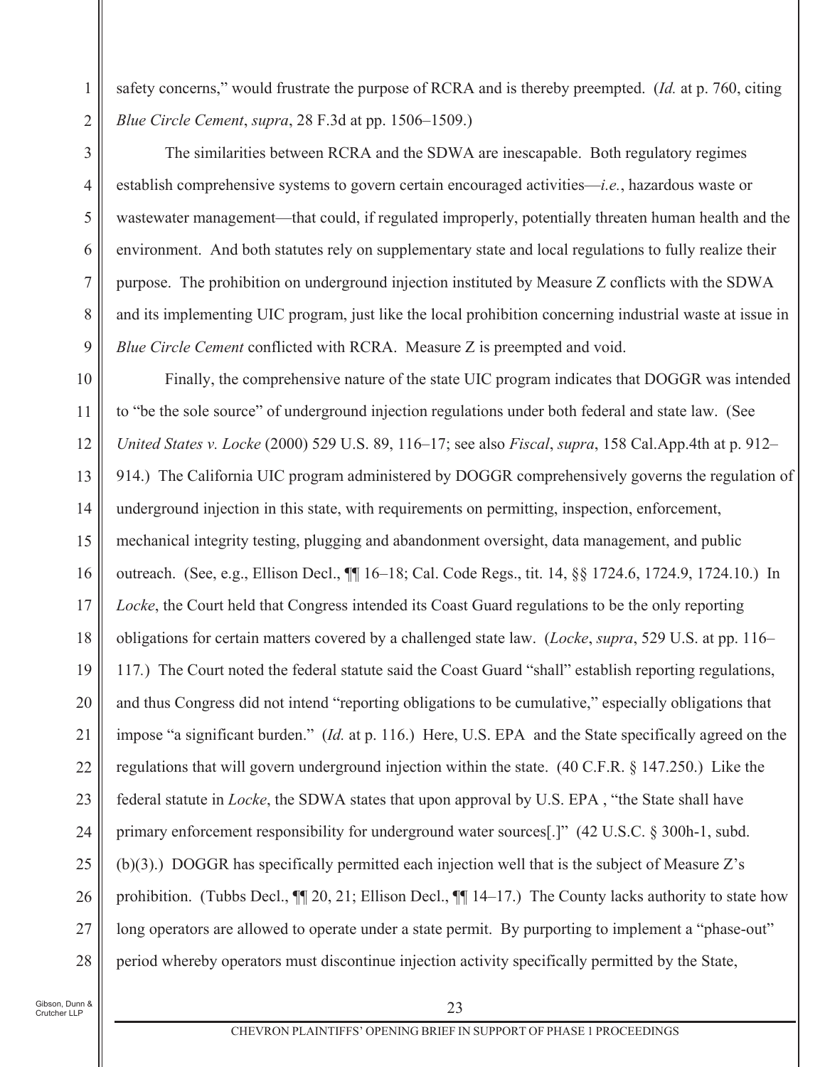safety concerns," would frustrate the purpose of RCRA and is thereby preempted. (*Id.* at p. 760, citing *Blue Circle Cement*, *supra*, 28 F.3d at pp. 1506–1509.)

The similarities between RCRA and the SDWA are inescapable. Both regulatory regimes establish comprehensive systems to govern certain encouraged activities—*i.e.*, hazardous waste or wastewater management—that could, if regulated improperly, potentially threaten human health and the environment. And both statutes rely on supplementary state and local regulations to fully realize their purpose. The prohibition on underground injection instituted by Measure Z conflicts with the SDWA and its implementing UIC program, just like the local prohibition concerning industrial waste at issue in *Blue Circle Cement* conflicted with RCRA. Measure Z is preempted and void.

Finally, the comprehensive nature of the state UIC program indicates that DOGGR was intended to "be the sole source" of underground injection regulations under both federal and state law. (See *United States v. Locke* (2000) 529 U.S. 89, 116–17; see also *Fiscal*, *supra*, 158 Cal.App.4th at p. 912–914.) The California UIC program administered by DOGGR comprehensively governs the regulation of underground injection in this state, with requirements on permitting, inspection, enforcement, mechanical integrity testing, plugging and abandonment oversight, data management, and public outreach. (See, e.g., Ellison Decl., ¶¶ 16–18; Cal. Code Regs., tit. 14, §§ 1724.6, 1724.9, 1724.10.) In *Locke*, the Court held that Congress intended its Coast Guard regulations to be the only reporting obligations for certain matters covered by a challenged state law. (*Locke*, *supra*, 529 U.S. at pp. 116–117.) The Court noted the federal statute said the Coast Guard "shall" establish reporting regulations, and thus Congress did not intend "reporting obligations to be cumulative," especially obligations that impose "a significant burden." (*Id.* at p. 116.) Here, U.S. EPA and the State specifically agreed on the regulations that will govern underground injection within the state. (40 C.F.R. § 147.250.) Like the federal statute in *Locke*, the SDWA states that upon approval by U.S. EPA , "the State shall have primary enforcement responsibility for underground water sources[.]" (42 U.S.C. § 300h-1, subd. (b)(3).) DOGGR has specifically permitted each injection well that is the subject of Measure Z's prohibition. (Tubbs Decl., ¶¶ 20, 21; Ellison Decl., ¶¶ 14–17.) The County lacks authority to state how long operators are allowed to operate under a state permit. By purporting to implement a "phase-out" period whereby operators must discontinue injection activity specifically permitted by the State,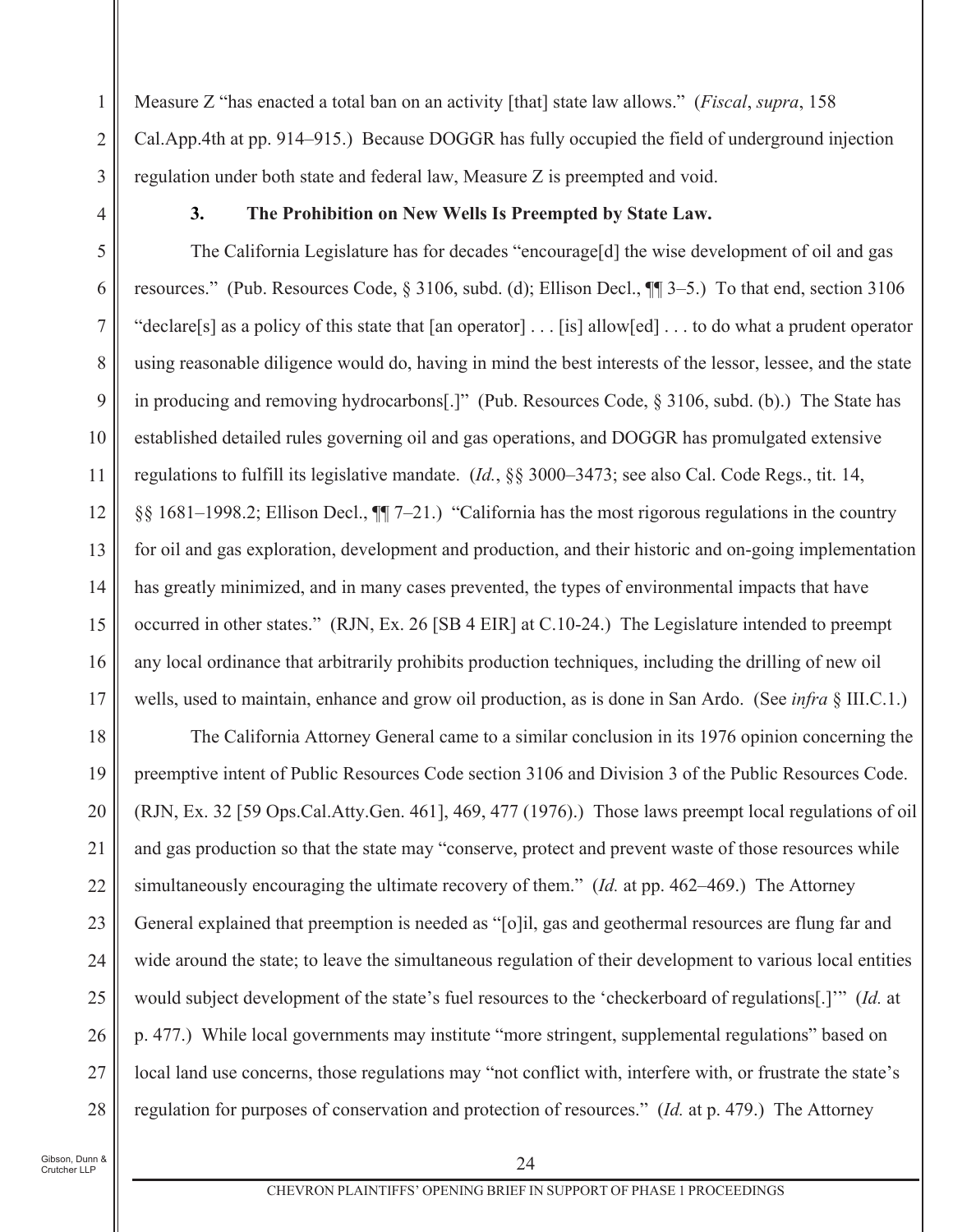Measure Z "has enacted a total ban on an activity [that] state law allows." (*Fiscal*, *supra*, 158 Cal.App.4th at pp. 914–915.) Because DOGGR has fully occupied the field of underground injection regulation under both state and federal law, Measure Z is preempted and void.

### 3. The Prohibition on New Wells Is Preempted by State Law.

The California Legislature has for decades "encourage[d] the wise development of oil and gas resources." (Pub. Resources Code, § 3106, subd. (d); Ellison Decl., ¶¶ 3–5.) To that end, section 3106 "declare[s] as a policy of this state that [an operator] . . . [is] allow[ed] . . . to do what a prudent operator using reasonable diligence would do, having in mind the best interests of the lessor, lessee, and the state in producing and removing hydrocarbons[.]" (Pub. Resources Code, § 3106, subd. (b).) The State has established detailed rules governing oil and gas operations, and DOGGR has promulgated extensive regulations to fulfill its legislative mandate. (*Id.*, §§ 3000–3473; see also Cal. Code Regs., tit. 14, §§ 1681–1998.2; Ellison Decl., ¶¶ 7–21.) "California has the most rigorous regulations in the country for oil and gas exploration, development and production, and their historic and on-going implementation has greatly minimized, and in many cases prevented, the types of environmental impacts that have occurred in other states." (RJN, Ex. 26 [SB 4 EIR] at C.10-24.) The Legislature intended to preempt any local ordinance that arbitrarily prohibits production techniques, including the drilling of new oil wells, used to maintain, enhance and grow oil production, as is done in San Ardo. (See *infra* § III.C.1.)

The California Attorney General came to a similar conclusion in its 1976 opinion concerning the preemptive intent of Public Resources Code section 3106 and Division 3 of the Public Resources Code. (RJN, Ex. 32 [59 Ops.Cal.Atty.Gen. 461], 469, 477 (1976).) Those laws preempt local regulations of oil and gas production so that the state may "conserve, protect and prevent waste of those resources while simultaneously encouraging the ultimate recovery of them." (*Id.* at pp. 462–469.) The Attorney General explained that preemption is needed as "[o]il, gas and geothermal resources are flung far and wide around the state; to leave the simultaneous regulation of their development to various local entities would subject development of the state's fuel resources to the 'checkerboard of regulations[.]'" (*Id.* at p. 477.) While local governments may institute "more stringent, supplemental regulations" based on local land use concerns, those regulations may "not conflict with, interfere with, or frustrate the state's regulation for purposes of conservation and protection of resources." (*Id.* at p. 479.) The Attorney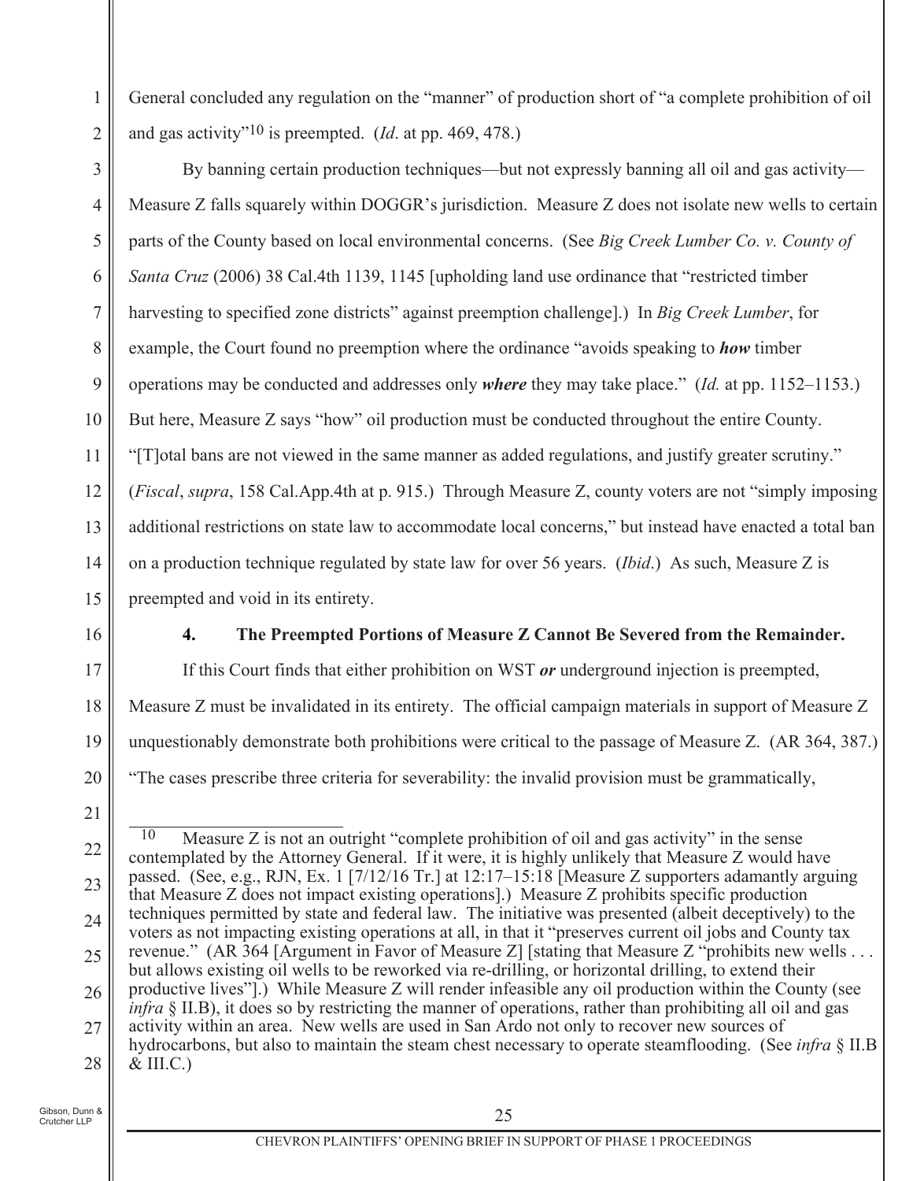General concluded any regulation on the "manner" of production short of "a complete prohibition of oil and gas activity"[10] is preempted. (*Id*. at pp. 469, 478.)

By banning certain production techniques—but not expressly banning all oil and gas activity—Measure Z falls squarely within DOGGR's jurisdiction. Measure Z does not isolate new wells to certain parts of the County based on local environmental concerns. (See *Big Creek Lumber Co. v. County of Santa Cruz* (2006) 38 Cal.4th 1139, 1145 [upholding land use ordinance that "restricted timber harvesting to specified zone districts" against preemption challenge].) In *Big Creek Lumber*, for example, the Court found no preemption where the ordinance "avoids speaking to ***how*** timber operations may be conducted and addresses only ***where*** they may take place." (*Id.* at pp. 1152–1153.) But here, Measure Z says "how" oil production must be conducted throughout the entire County. "[T]otal bans are not viewed in the same manner as added regulations, and justify greater scrutiny." (*Fiscal*, *supra*, 158 Cal.App.4th at p. 915.) Through Measure Z, county voters are not "simply imposing additional restrictions on state law to accommodate local concerns," but instead have enacted a total ban on a production technique regulated by state law for over 56 years. (*Ibid*.) As such, Measure Z is preempted and void in its entirety.

**4. The Preempted Portions of Measure Z Cannot Be Severed from the Remainder.**

If this Court finds that either prohibition on WST ***or*** underground injection is preempted, Measure Z must be invalidated in its entirety. The official campaign materials in support of Measure Z unquestionably demonstrate both prohibitions were critical to the passage of Measure Z. (AR 364, 387.) "The cases prescribe three criteria for severability: the invalid provision must be grammatically,

---

[10] Measure Z is not an outright "complete prohibition of oil and gas activity" in the sense contemplated by the Attorney General. If it were, it is highly unlikely that Measure Z would have passed. (See, e.g., RJN, Ex. 1 [7/12/16 Tr.] at 12:17–15:18 [Measure Z supporters adamantly arguing that Measure Z does not impact existing operations].) Measure Z prohibits specific production techniques permitted by state and federal law. The initiative was presented (albeit deceptively) to the voters as not impacting existing operations at all, in that it "preserves current oil jobs and County tax revenue." (AR 364 [Argument in Favor of Measure Z] [stating that Measure Z "prohibits new wells . . . but allows existing oil wells to be reworked via re-drilling, or horizontal drilling, to extend their productive lives"].) While Measure Z will render infeasible any oil production within the County (see *infra* § II.B), it does so by restricting the manner of operations, rather than prohibiting all oil and gas activity within an area. New wells are used in San Ardo not only to recover new sources of hydrocarbons, but also to maintain the steam chest necessary to operate steamflooding. (See *infra* § II.B & III.C.)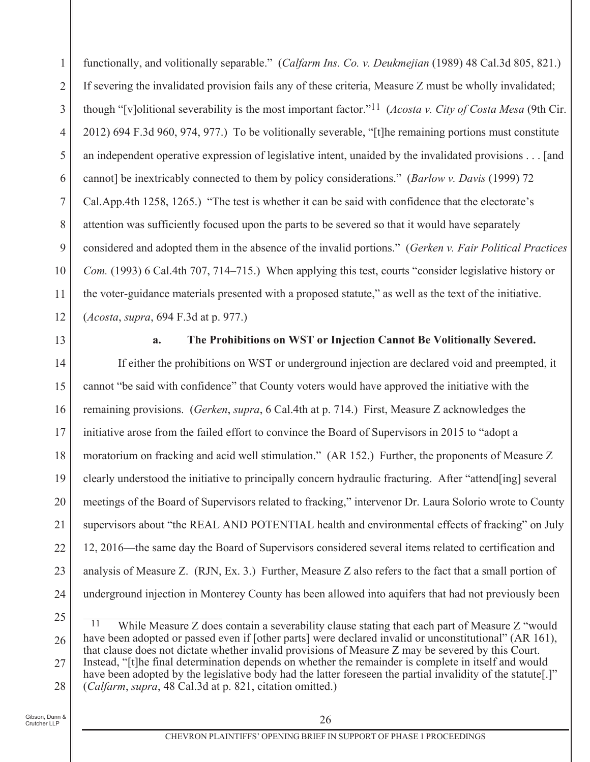functionally, and volitionally separable." (*Calfarm Ins. Co. v. Deukmejian* (1989) 48 Cal.3d 805, 821.) If severing the invalidated provision fails any of these criteria, Measure Z must be wholly invalidated; though "[v]olitional severability is the most important factor."[11] (*Acosta v. City of Costa Mesa* (9th Cir. 2012) 694 F.3d 960, 974, 977.) To be volitionally severable, "[t]he remaining portions must constitute an independent operative expression of legislative intent, unaided by the invalidated provisions . . . [and cannot] be inextricably connected to them by policy considerations." (*Barlow v. Davis* (1999) 72 Cal.App.4th 1258, 1265.) "The test is whether it can be said with confidence that the electorate's attention was sufficiently focused upon the parts to be severed so that it would have separately considered and adopted them in the absence of the invalid portions." (*Gerken v. Fair Political Practices Com.* (1993) 6 Cal.4th 707, 714–715.) When applying this test, courts "consider legislative history or the voter-guidance materials presented with a proposed statute," as well as the text of the initiative. (*Acosta*, *supra*, 694 F.3d at p. 977.)

**a. The Prohibitions on WST or Injection Cannot Be Volitionally Severed.**

If either the prohibitions on WST or underground injection are declared void and preempted, it cannot "be said with confidence" that County voters would have approved the initiative with the remaining provisions. (*Gerken*, *supra*, 6 Cal.4th at p. 714.) First, Measure Z acknowledges the initiative arose from the failed effort to convince the Board of Supervisors in 2015 to "adopt a moratorium on fracking and acid well stimulation." (AR 152.) Further, the proponents of Measure Z clearly understood the initiative to principally concern hydraulic fracturing. After "attend[ing] several meetings of the Board of Supervisors related to fracking," intervenor Dr. Laura Solorio wrote to County supervisors about "the REAL AND POTENTIAL health and environmental effects of fracking" on July 12, 2016—the same day the Board of Supervisors considered several items related to certification and analysis of Measure Z. (RJN, Ex. 3.) Further, Measure Z also refers to the fact that a small portion of underground injection in Monterey County has been allowed into aquifers that had not previously been

[11] While Measure Z does contain a severability clause stating that each part of Measure Z "would have been adopted or passed even if [other parts] were declared invalid or unconstitutional" (AR 161), that clause does not dictate whether invalid provisions of Measure Z may be severed by this Court. Instead, "[t]he final determination depends on whether the remainder is complete in itself and would have been adopted by the legislative body had the latter foreseen the partial invalidity of the statute[.]" (*Calfarm*, *supra*, 48 Cal.3d at p. 821, citation omitted.)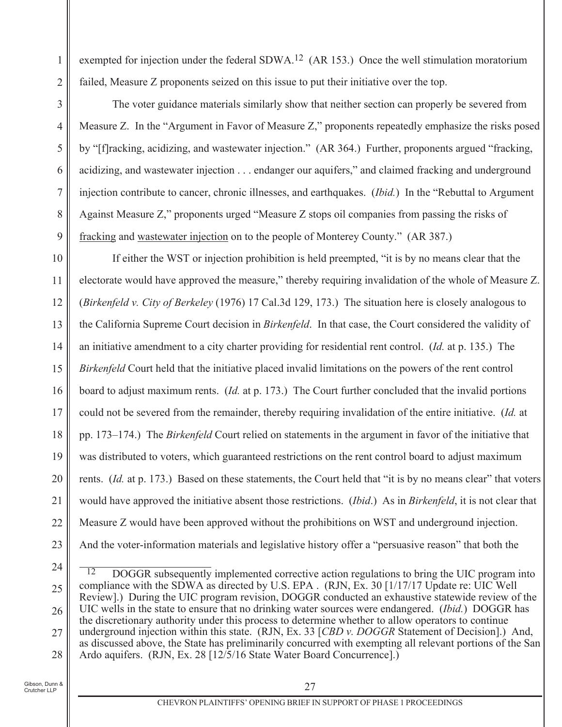exempted for injection under the federal SDWA.[12] (AR 153.) Once the well stimulation moratorium failed, Measure Z proponents seized on this issue to put their initiative over the top.

The voter guidance materials similarly show that neither section can properly be severed from Measure Z. In the "Argument in Favor of Measure Z," proponents repeatedly emphasize the risks posed by "[f]racking, acidizing, and wastewater injection." (AR 364.) Further, proponents argued "fracking, acidizing, and wastewater injection . . . endanger our aquifers," and claimed fracking and underground injection contribute to cancer, chronic illnesses, and earthquakes. (*Ibid.*) In the "Rebuttal to Argument Against Measure Z," proponents urged "Measure Z stops oil companies from passing the risks of fracking and wastewater injection on to the people of Monterey County." (AR 387.)

If either the WST or injection prohibition is held preempted, "it is by no means clear that the electorate would have approved the measure," thereby requiring invalidation of the whole of Measure Z. (*Birkenfeld v. City of Berkeley* (1976) 17 Cal.3d 129, 173.) The situation here is closely analogous to the California Supreme Court decision in *Birkenfeld*. In that case, the Court considered the validity of an initiative amendment to a city charter providing for residential rent control. (*Id.* at p. 135.) The *Birkenfeld* Court held that the initiative placed invalid limitations on the powers of the rent control board to adjust maximum rents. (*Id.* at p. 173.) The Court further concluded that the invalid portions could not be severed from the remainder, thereby requiring invalidation of the entire initiative. (*Id.* at pp. 173–174.) The *Birkenfeld* Court relied on statements in the argument in favor of the initiative that was distributed to voters, which guaranteed restrictions on the rent control board to adjust maximum rents. (*Id.* at p. 173.) Based on these statements, the Court held that "it is by no means clear" that voters would have approved the initiative absent those restrictions. (*Ibid*.) As in *Birkenfeld*, it is not clear that Measure Z would have been approved without the prohibitions on WST and underground injection. And the voter-information materials and legislative history offer a "persuasive reason" that both the

---

[12] DOGGR subsequently implemented corrective action regulations to bring the UIC program into compliance with the SDWA as directed by U.S. EPA . (RJN, Ex. 30 [1/17/17 Update re: UIC Well Review].) During the UIC program revision, DOGGR conducted an exhaustive statewide review of the UIC wells in the state to ensure that no drinking water sources were endangered. (*Ibid.*) DOGGR has the discretionary authority under this process to determine whether to allow operators to continue underground injection within this state. (RJN, Ex. 33 [*CBD v. DOGGR* Statement of Decision].) And, as discussed above, the State has preliminarily concurred with exempting all relevant portions of the San Ardo aquifers. (RJN, Ex. 28 [12/5/16 State Water Board Concurrence].)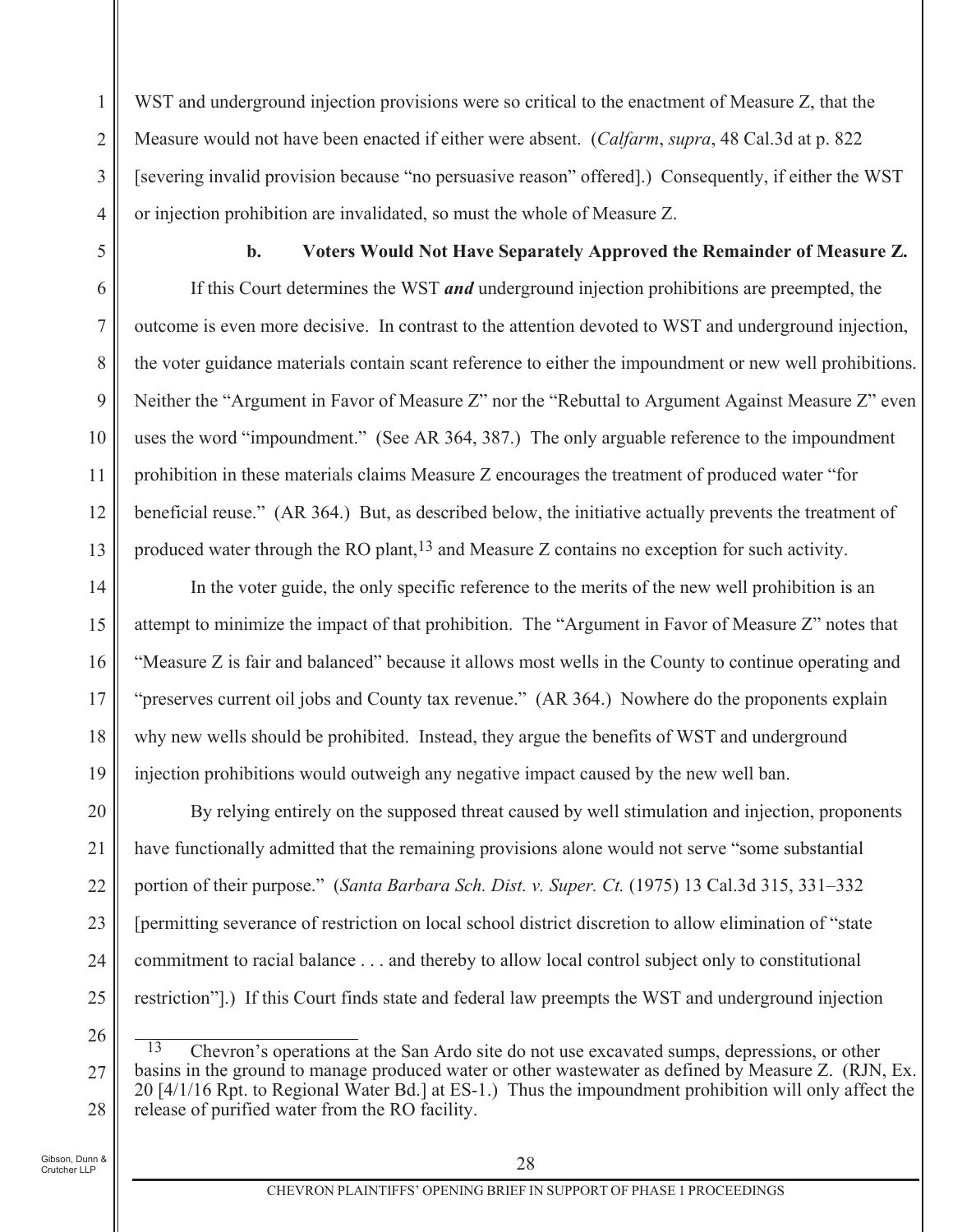WST and underground injection provisions were so critical to the enactment of Measure Z, that the Measure would not have been enacted if either were absent. (*Calfarm*, *supra*, 48 Cal.3d at p. 822 [severing invalid provision because "no persuasive reason" offered].) Consequently, if either the WST or injection prohibition are invalidated, so must the whole of Measure Z.

**b. Voters Would Not Have Separately Approved the Remainder of Measure Z.**

If this Court determines the WST ***and*** underground injection prohibitions are preempted, the outcome is even more decisive. In contrast to the attention devoted to WST and underground injection, the voter guidance materials contain scant reference to either the impoundment or new well prohibitions. Neither the "Argument in Favor of Measure Z" nor the "Rebuttal to Argument Against Measure Z" even uses the word "impoundment." (See AR 364, 387.) The only arguable reference to the impoundment prohibition in these materials claims Measure Z encourages the treatment of produced water "for beneficial reuse." (AR 364.) But, as described below, the initiative actually prevents the treatment of produced water through the RO plant,[13] and Measure Z contains no exception for such activity.

In the voter guide, the only specific reference to the merits of the new well prohibition is an attempt to minimize the impact of that prohibition. The "Argument in Favor of Measure Z" notes that "Measure Z is fair and balanced" because it allows most wells in the County to continue operating and "preserves current oil jobs and County tax revenue." (AR 364.) Nowhere do the proponents explain why new wells should be prohibited. Instead, they argue the benefits of WST and underground injection prohibitions would outweigh any negative impact caused by the new well ban.

By relying entirely on the supposed threat caused by well stimulation and injection, proponents have functionally admitted that the remaining provisions alone would not serve "some substantial portion of their purpose." (*Santa Barbara Sch. Dist. v. Super. Ct.* (1975) 13 Cal.3d 315, 331–332 [permitting severance of restriction on local school district discretion to allow elimination of "state commitment to racial balance . . . and thereby to allow local control subject only to constitutional restriction"].) If this Court finds state and federal law preempts the WST and underground injection

---

[13] Chevron's operations at the San Ardo site do not use excavated sumps, depressions, or other basins in the ground to manage produced water or other wastewater as defined by Measure Z. (RJN, Ex. 20 [4/1/16 Rpt. to Regional Water Bd.] at ES-1.) Thus the impoundment prohibition will only affect the release of purified water from the RO facility.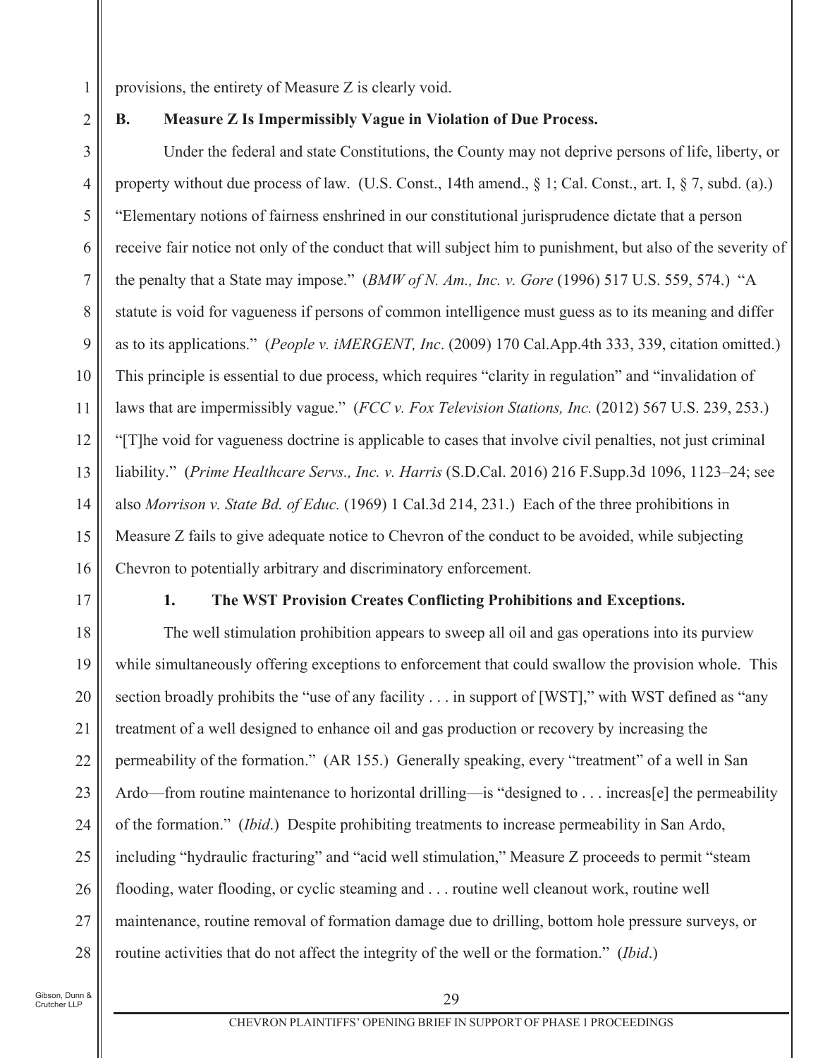provisions, the entirety of Measure Z is clearly void.

### B. Measure Z Is Impermissibly Vague in Violation of Due Process.

Under the federal and state Constitutions, the County may not deprive persons of life, liberty, or property without due process of law. (U.S. Const., 14th amend., § 1; Cal. Const., art. I, § 7, subd. (a).) "Elementary notions of fairness enshrined in our constitutional jurisprudence dictate that a person receive fair notice not only of the conduct that will subject him to punishment, but also of the severity of the penalty that a State may impose." (*BMW of N. Am., Inc. v. Gore* (1996) 517 U.S. 559, 574.) "A statute is void for vagueness if persons of common intelligence must guess as to its meaning and differ as to its applications." (*People v. iMERGENT, Inc*. (2009) 170 Cal.App.4th 333, 339, citation omitted.) This principle is essential to due process, which requires "clarity in regulation" and "invalidation of laws that are impermissibly vague." (*FCC v. Fox Television Stations, Inc.* (2012) 567 U.S. 239, 253.) "[T]he void for vagueness doctrine is applicable to cases that involve civil penalties, not just criminal liability." (*Prime Healthcare Servs., Inc. v. Harris* (S.D.Cal. 2016) 216 F.Supp.3d 1096, 1123–24; see also *Morrison v. State Bd. of Educ.* (1969) 1 Cal.3d 214, 231.) Each of the three prohibitions in Measure Z fails to give adequate notice to Chevron of the conduct to be avoided, while subjecting Chevron to potentially arbitrary and discriminatory enforcement.

#### 1. The WST Provision Creates Conflicting Prohibitions and Exceptions.

The well stimulation prohibition appears to sweep all oil and gas operations into its purview while simultaneously offering exceptions to enforcement that could swallow the provision whole. This section broadly prohibits the "use of any facility . . . in support of [WST]," with WST defined as "any treatment of a well designed to enhance oil and gas production or recovery by increasing the permeability of the formation." (AR 155.) Generally speaking, every "treatment" of a well in San Ardo—from routine maintenance to horizontal drilling—is "designed to . . . increas[e] the permeability of the formation." (*Ibid*.) Despite prohibiting treatments to increase permeability in San Ardo, including "hydraulic fracturing" and "acid well stimulation," Measure Z proceeds to permit "steam flooding, water flooding, or cyclic steaming and . . . routine well cleanout work, routine well maintenance, routine removal of formation damage due to drilling, bottom hole pressure surveys, or routine activities that do not affect the integrity of the well or the formation." (*Ibid*.)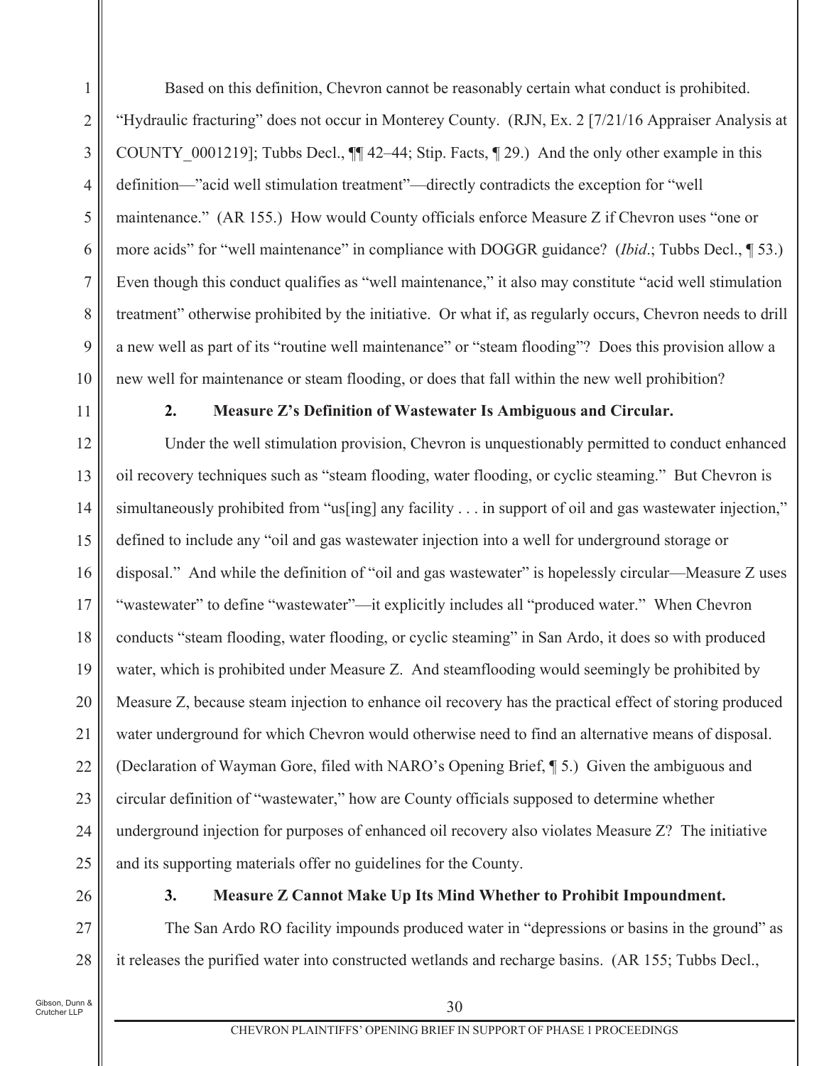Based on this definition, Chevron cannot be reasonably certain what conduct is prohibited. "Hydraulic fracturing" does not occur in Monterey County. (RJN, Ex. 2 [7/21/16 Appraiser Analysis at COUNTY_0001219]; Tubbs Decl., ¶¶ 42–44; Stip. Facts, ¶ 29.) And the only other example in this definition—"acid well stimulation treatment"—directly contradicts the exception for "well maintenance." (AR 155.) How would County officials enforce Measure Z if Chevron uses "one or more acids" for "well maintenance" in compliance with DOGGR guidance? (*Ibid*.; Tubbs Decl., ¶ 53.) Even though this conduct qualifies as "well maintenance," it also may constitute "acid well stimulation treatment" otherwise prohibited by the initiative. Or what if, as regularly occurs, Chevron needs to drill a new well as part of its "routine well maintenance" or "steam flooding"? Does this provision allow a new well for maintenance or steam flooding, or does that fall within the new well prohibition?

### 2. Measure Z's Definition of Wastewater Is Ambiguous and Circular.

Under the well stimulation provision, Chevron is unquestionably permitted to conduct enhanced oil recovery techniques such as "steam flooding, water flooding, or cyclic steaming." But Chevron is simultaneously prohibited from "us[ing] any facility . . . in support of oil and gas wastewater injection," defined to include any "oil and gas wastewater injection into a well for underground storage or disposal." And while the definition of "oil and gas wastewater" is hopelessly circular—Measure Z uses "wastewater" to define "wastewater"—it explicitly includes all "produced water." When Chevron conducts "steam flooding, water flooding, or cyclic steaming" in San Ardo, it does so with produced water, which is prohibited under Measure Z. And steamflooding would seemingly be prohibited by Measure Z, because steam injection to enhance oil recovery has the practical effect of storing produced water underground for which Chevron would otherwise need to find an alternative means of disposal. (Declaration of Wayman Gore, filed with NARO's Opening Brief, ¶ 5.) Given the ambiguous and circular definition of "wastewater," how are County officials supposed to determine whether underground injection for purposes of enhanced oil recovery also violates Measure Z? The initiative and its supporting materials offer no guidelines for the County.

### 3. Measure Z Cannot Make Up Its Mind Whether to Prohibit Impoundment.

The San Ardo RO facility impounds produced water in "depressions or basins in the ground" as it releases the purified water into constructed wetlands and recharge basins. (AR 155; Tubbs Decl.,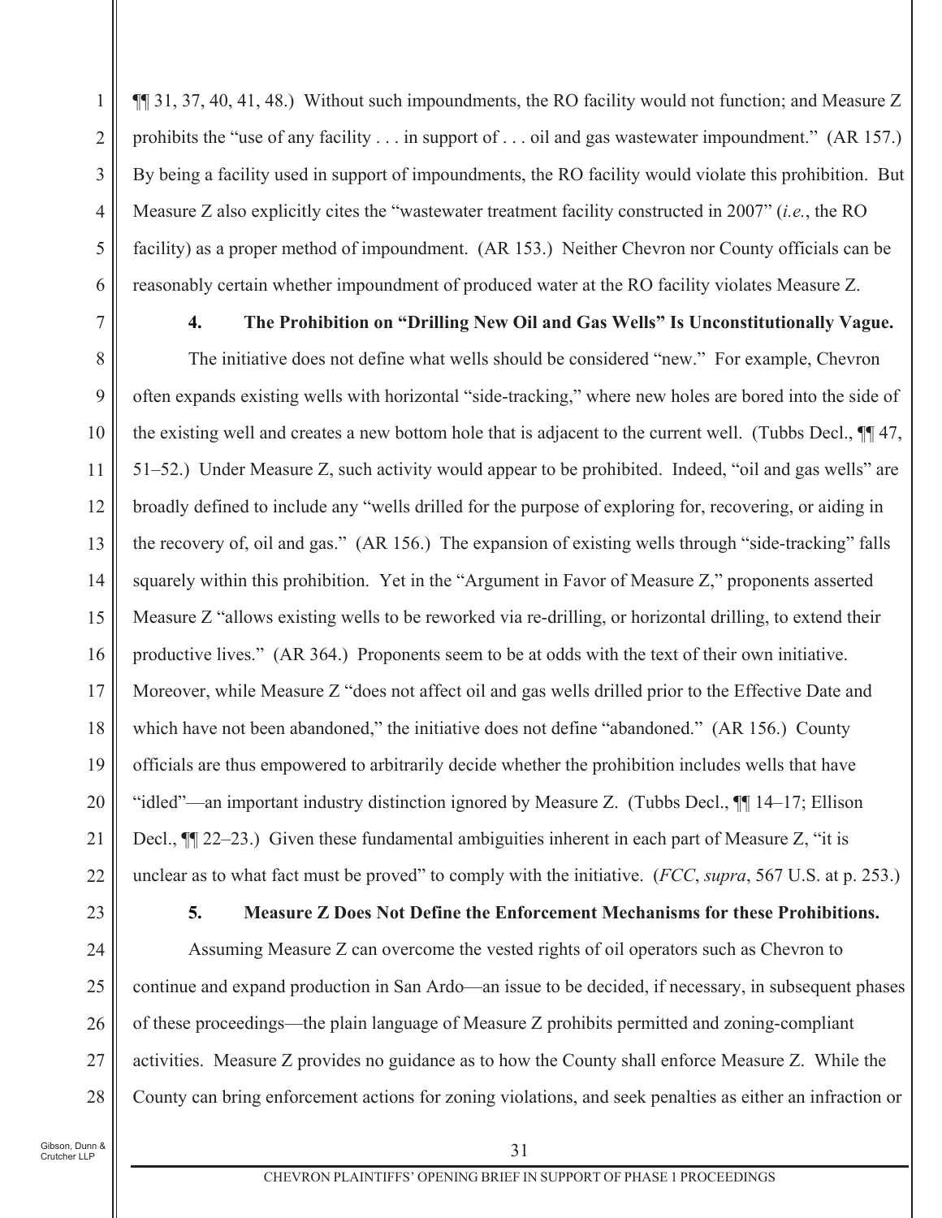¶¶ 31, 37, 40, 41, 48.) Without such impoundments, the RO facility would not function; and Measure Z prohibits the "use of any facility . . . in support of . . . oil and gas wastewater impoundment." (AR 157.) By being a facility used in support of impoundments, the RO facility would violate this prohibition. But Measure Z also explicitly cites the "wastewater treatment facility constructed in 2007" (*i.e.*, the RO facility) as a proper method of impoundment. (AR 153.) Neither Chevron nor County officials can be reasonably certain whether impoundment of produced water at the RO facility violates Measure Z.

**4. The Prohibition on "Drilling New Oil and Gas Wells" Is Unconstitutionally Vague.**

The initiative does not define what wells should be considered "new." For example, Chevron often expands existing wells with horizontal "side-tracking," where new holes are bored into the side of the existing well and creates a new bottom hole that is adjacent to the current well. (Tubbs Decl., ¶¶ 47, 51–52.) Under Measure Z, such activity would appear to be prohibited. Indeed, "oil and gas wells" are broadly defined to include any "wells drilled for the purpose of exploring for, recovering, or aiding in the recovery of, oil and gas." (AR 156.) The expansion of existing wells through "side-tracking" falls squarely within this prohibition. Yet in the "Argument in Favor of Measure Z," proponents asserted Measure Z "allows existing wells to be reworked via re-drilling, or horizontal drilling, to extend their productive lives." (AR 364.) Proponents seem to be at odds with the text of their own initiative. Moreover, while Measure Z "does not affect oil and gas wells drilled prior to the Effective Date and which have not been abandoned," the initiative does not define "abandoned." (AR 156.) County officials are thus empowered to arbitrarily decide whether the prohibition includes wells that have "idled"—an important industry distinction ignored by Measure Z. (Tubbs Decl., ¶¶ 14–17; Ellison Decl., ¶¶ 22–23.) Given these fundamental ambiguities inherent in each part of Measure Z, "it is unclear as to what fact must be proved" to comply with the initiative. (*FCC*, *supra*, 567 U.S. at p. 253.)

**5. Measure Z Does Not Define the Enforcement Mechanisms for these Prohibitions.**

Assuming Measure Z can overcome the vested rights of oil operators such as Chevron to continue and expand production in San Ardo—an issue to be decided, if necessary, in subsequent phases of these proceedings—the plain language of Measure Z prohibits permitted and zoning-compliant activities. Measure Z provides no guidance as to how the County shall enforce Measure Z. While the County can bring enforcement actions for zoning violations, and seek penalties as either an infraction or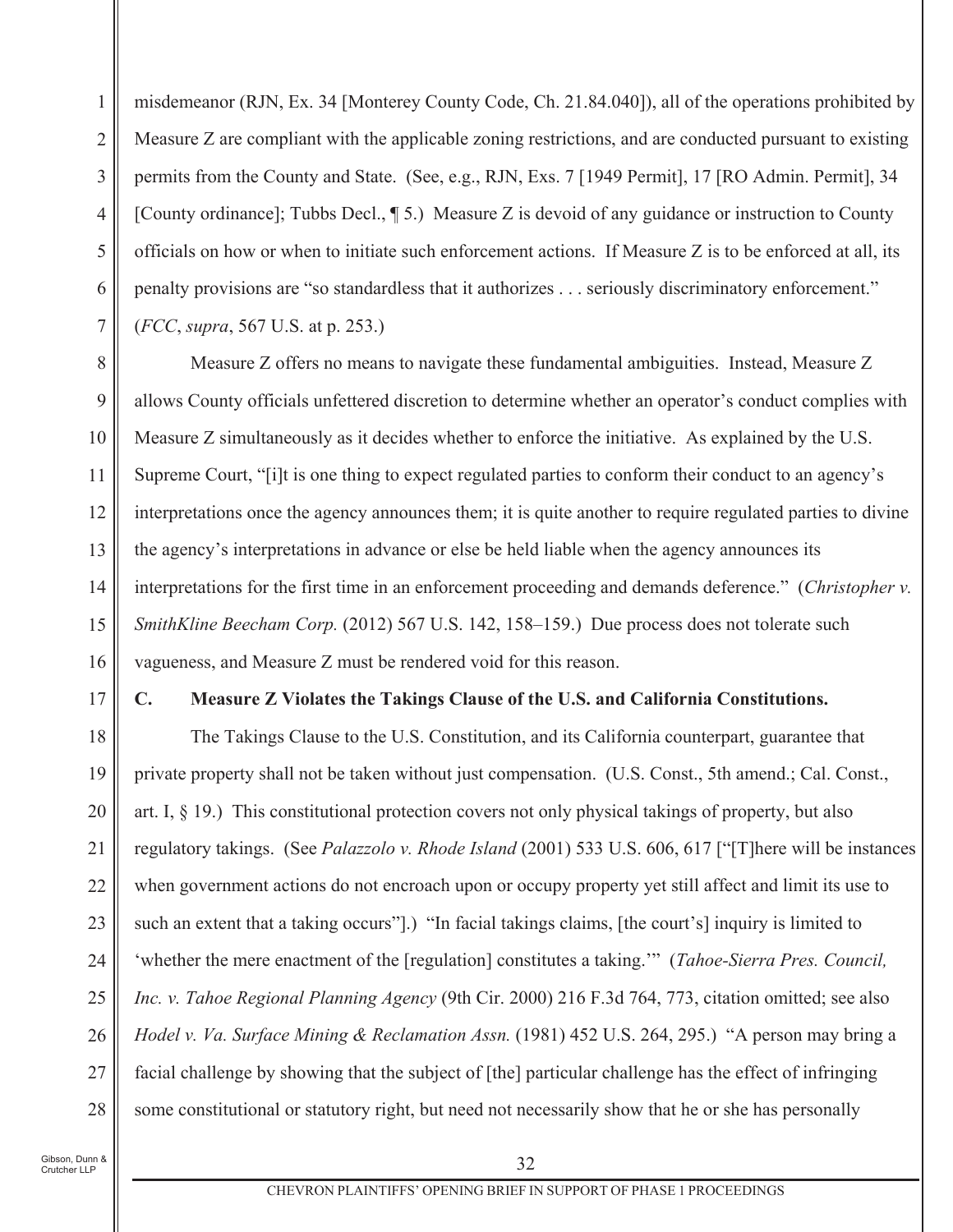misdemeanor (RJN, Ex. 34 [Monterey County Code, Ch. 21.84.040]), all of the operations prohibited by Measure Z are compliant with the applicable zoning restrictions, and are conducted pursuant to existing permits from the County and State. (See, e.g., RJN, Exs. 7 [1949 Permit], 17 [RO Admin. Permit], 34 [County ordinance]; Tubbs Decl., ¶ 5.) Measure Z is devoid of any guidance or instruction to County officials on how or when to initiate such enforcement actions. If Measure Z is to be enforced at all, its penalty provisions are "so standardless that it authorizes . . . seriously discriminatory enforcement." (*FCC*, *supra*, 567 U.S. at p. 253.)

Measure Z offers no means to navigate these fundamental ambiguities. Instead, Measure Z allows County officials unfettered discretion to determine whether an operator's conduct complies with Measure Z simultaneously as it decides whether to enforce the initiative. As explained by the U.S. Supreme Court, "[i]t is one thing to expect regulated parties to conform their conduct to an agency's interpretations once the agency announces them; it is quite another to require regulated parties to divine the agency's interpretations in advance or else be held liable when the agency announces its interpretations for the first time in an enforcement proceeding and demands deference." (*Christopher v. SmithKline Beecham Corp.* (2012) 567 U.S. 142, 158–159.) Due process does not tolerate such vagueness, and Measure Z must be rendered void for this reason.

### C. Measure Z Violates the Takings Clause of the U.S. and California Constitutions.

The Takings Clause to the U.S. Constitution, and its California counterpart, guarantee that private property shall not be taken without just compensation. (U.S. Const., 5th amend.; Cal. Const., art. I, § 19.) This constitutional protection covers not only physical takings of property, but also regulatory takings. (See *Palazzolo v. Rhode Island* (2001) 533 U.S. 606, 617 ["[T]here will be instances when government actions do not encroach upon or occupy property yet still affect and limit its use to such an extent that a taking occurs"].) "In facial takings claims, [the court's] inquiry is limited to 'whether the mere enactment of the [regulation] constitutes a taking.'" (*Tahoe-Sierra Pres. Council, Inc. v. Tahoe Regional Planning Agency* (9th Cir. 2000) 216 F.3d 764, 773, citation omitted; see also *Hodel v. Va. Surface Mining & Reclamation Assn.* (1981) 452 U.S. 264, 295.) "A person may bring a facial challenge by showing that the subject of [the] particular challenge has the effect of infringing some constitutional or statutory right, but need not necessarily show that he or she has personally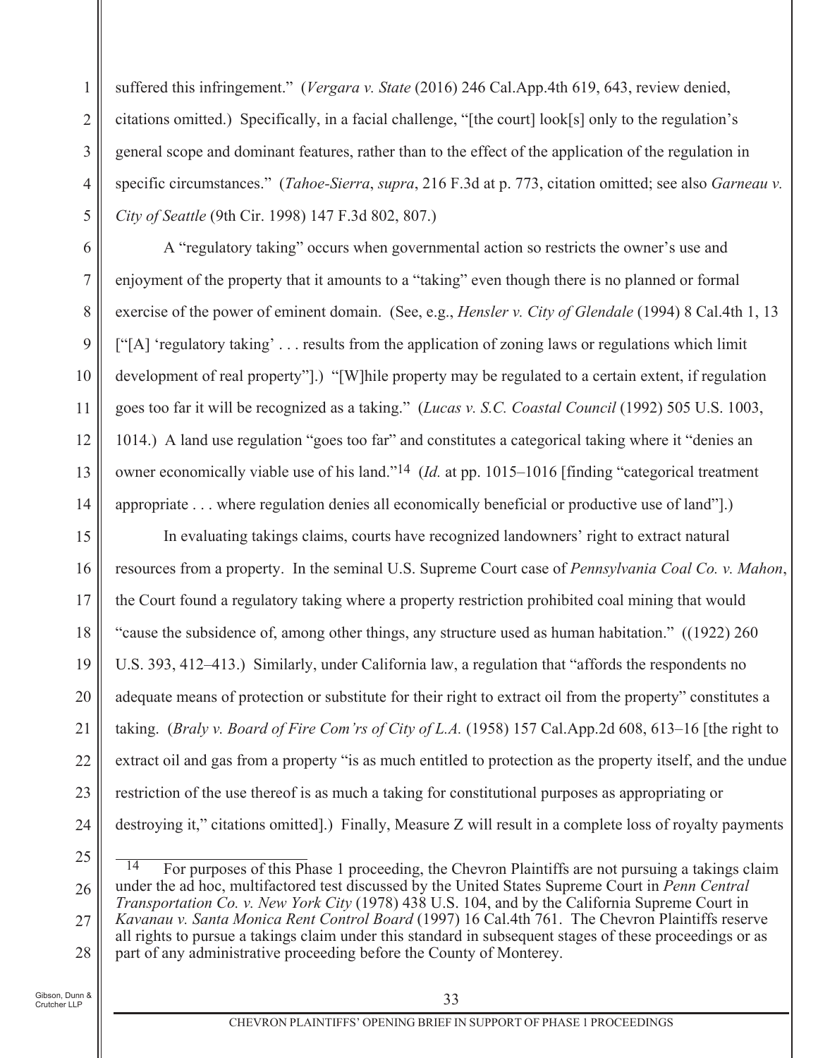suffered this infringement." (*Vergara v. State* (2016) 246 Cal.App.4th 619, 643, review denied, citations omitted.) Specifically, in a facial challenge, "[the court] look[s] only to the regulation's general scope and dominant features, rather than to the effect of the application of the regulation in specific circumstances." (*Tahoe-Sierra*, *supra*, 216 F.3d at p. 773, citation omitted; see also *Garneau v. City of Seattle* (9th Cir. 1998) 147 F.3d 802, 807.)

A "regulatory taking" occurs when governmental action so restricts the owner's use and enjoyment of the property that it amounts to a "taking" even though there is no planned or formal exercise of the power of eminent domain. (See, e.g., *Hensler v. City of Glendale* (1994) 8 Cal.4th 1, 13 ["[A] 'regulatory taking' . . . results from the application of zoning laws or regulations which limit development of real property"].) "[W]hile property may be regulated to a certain extent, if regulation goes too far it will be recognized as a taking." (*Lucas v. S.C. Coastal Council* (1992) 505 U.S. 1003, 1014.) A land use regulation "goes too far" and constitutes a categorical taking where it "denies an owner economically viable use of his land."[14] (*Id.* at pp. 1015–1016 [finding "categorical treatment appropriate . . . where regulation denies all economically beneficial or productive use of land"].)

In evaluating takings claims, courts have recognized landowners' right to extract natural resources from a property. In the seminal U.S. Supreme Court case of *Pennsylvania Coal Co. v. Mahon*, the Court found a regulatory taking where a property restriction prohibited coal mining that would "cause the subsidence of, among other things, any structure used as human habitation." ((1922) 260 U.S. 393, 412–413.) Similarly, under California law, a regulation that "affords the respondents no adequate means of protection or substitute for their right to extract oil from the property" constitutes a taking. (*Braly v. Board of Fire Com'rs of City of L.A.* (1958) 157 Cal.App.2d 608, 613–16 [the right to extract oil and gas from a property "is as much entitled to protection as the property itself, and the undue restriction of the use thereof is as much a taking for constitutional purposes as appropriating or destroying it," citations omitted].) Finally, Measure Z will result in a complete loss of royalty payments

---

[14] For purposes of this Phase 1 proceeding, the Chevron Plaintiffs are not pursuing a takings claim under the ad hoc, multifactored test discussed by the United States Supreme Court in *Penn Central Transportation Co. v. New York City* (1978) 438 U.S. 104, and by the California Supreme Court in *Kavanau v. Santa Monica Rent Control Board* (1997) 16 Cal.4th 761. The Chevron Plaintiffs reserve all rights to pursue a takings claim under this standard in subsequent stages of these proceedings or as part of any administrative proceeding before the County of Monterey.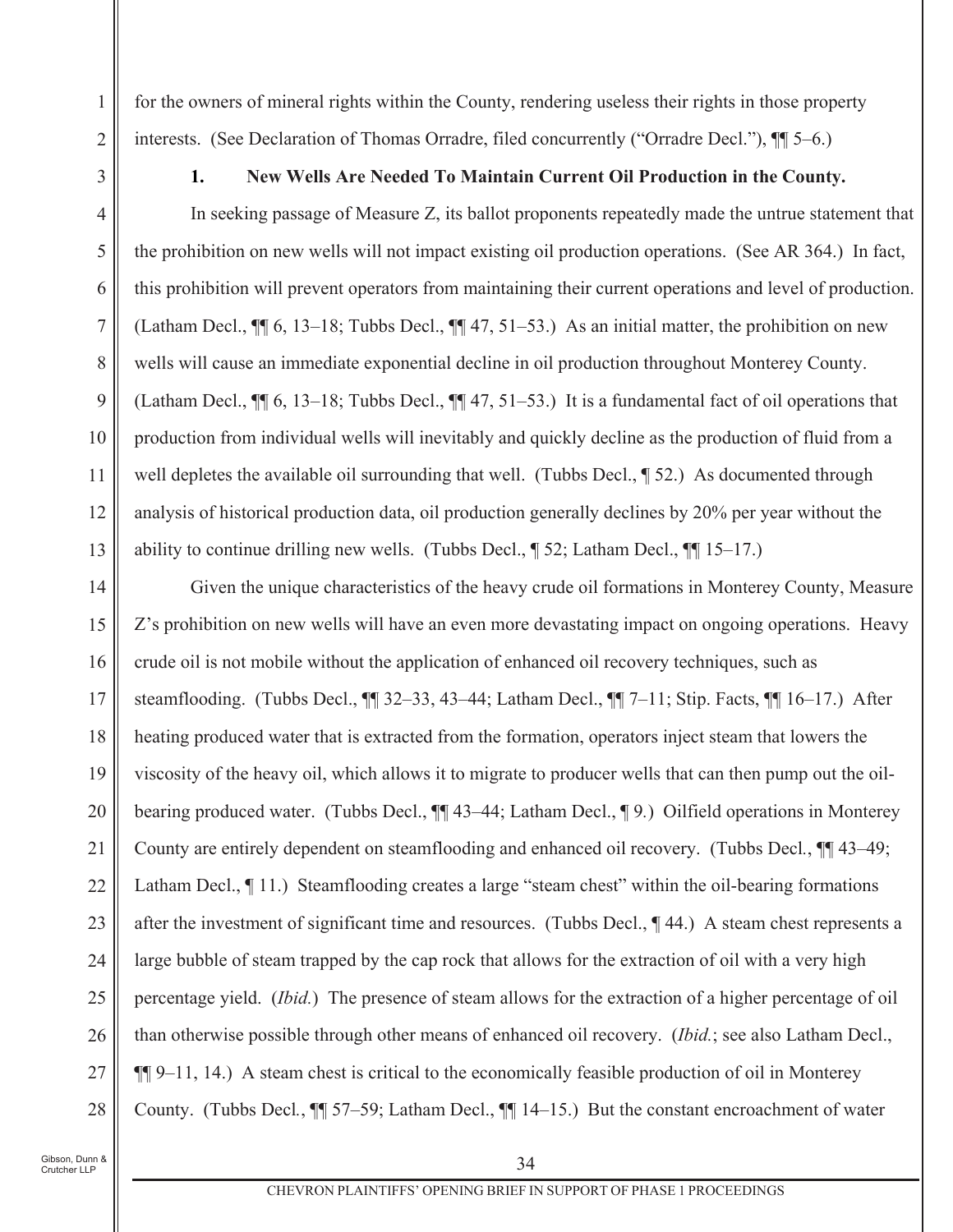for the owners of mineral rights within the County, rendering useless their rights in those property interests. (See Declaration of Thomas Orradre, filed concurrently ("Orradre Decl."), ¶¶ 5–6.)

### 1. New Wells Are Needed To Maintain Current Oil Production in the County.

In seeking passage of Measure Z, its ballot proponents repeatedly made the untrue statement that the prohibition on new wells will not impact existing oil production operations. (See AR 364.) In fact, this prohibition will prevent operators from maintaining their current operations and level of production. (Latham Decl., ¶¶ 6, 13–18; Tubbs Decl., ¶¶ 47, 51–53.) As an initial matter, the prohibition on new wells will cause an immediate exponential decline in oil production throughout Monterey County. (Latham Decl., ¶¶ 6, 13–18; Tubbs Decl., ¶¶ 47, 51–53.) It is a fundamental fact of oil operations that production from individual wells will inevitably and quickly decline as the production of fluid from a well depletes the available oil surrounding that well. (Tubbs Decl., ¶ 52.) As documented through analysis of historical production data, oil production generally declines by 20% per year without the ability to continue drilling new wells. (Tubbs Decl., ¶ 52; Latham Decl., ¶¶ 15–17.)

Given the unique characteristics of the heavy crude oil formations in Monterey County, Measure Z's prohibition on new wells will have an even more devastating impact on ongoing operations. Heavy crude oil is not mobile without the application of enhanced oil recovery techniques, such as steamflooding. (Tubbs Decl., ¶¶ 32–33, 43–44; Latham Decl., ¶¶ 7–11; Stip. Facts, ¶¶ 16–17.) After heating produced water that is extracted from the formation, operators inject steam that lowers the viscosity of the heavy oil, which allows it to migrate to producer wells that can then pump out the oil-bearing produced water. (Tubbs Decl., ¶¶ 43–44; Latham Decl., ¶ 9.) Oilfield operations in Monterey County are entirely dependent on steamflooding and enhanced oil recovery. (Tubbs Decl., ¶¶ 43–49; Latham Decl., ¶ 11.) Steamflooding creates a large "steam chest" within the oil-bearing formations after the investment of significant time and resources. (Tubbs Decl., ¶ 44.) A steam chest represents a large bubble of steam trapped by the cap rock that allows for the extraction of oil with a very high percentage yield. (*Ibid.*) The presence of steam allows for the extraction of a higher percentage of oil than otherwise possible through other means of enhanced oil recovery. (*Ibid.*; see also Latham Decl., ¶¶ 9–11, 14.) A steam chest is critical to the economically feasible production of oil in Monterey County. (Tubbs Decl., ¶¶ 57–59; Latham Decl., ¶¶ 14–15.) But the constant encroachment of water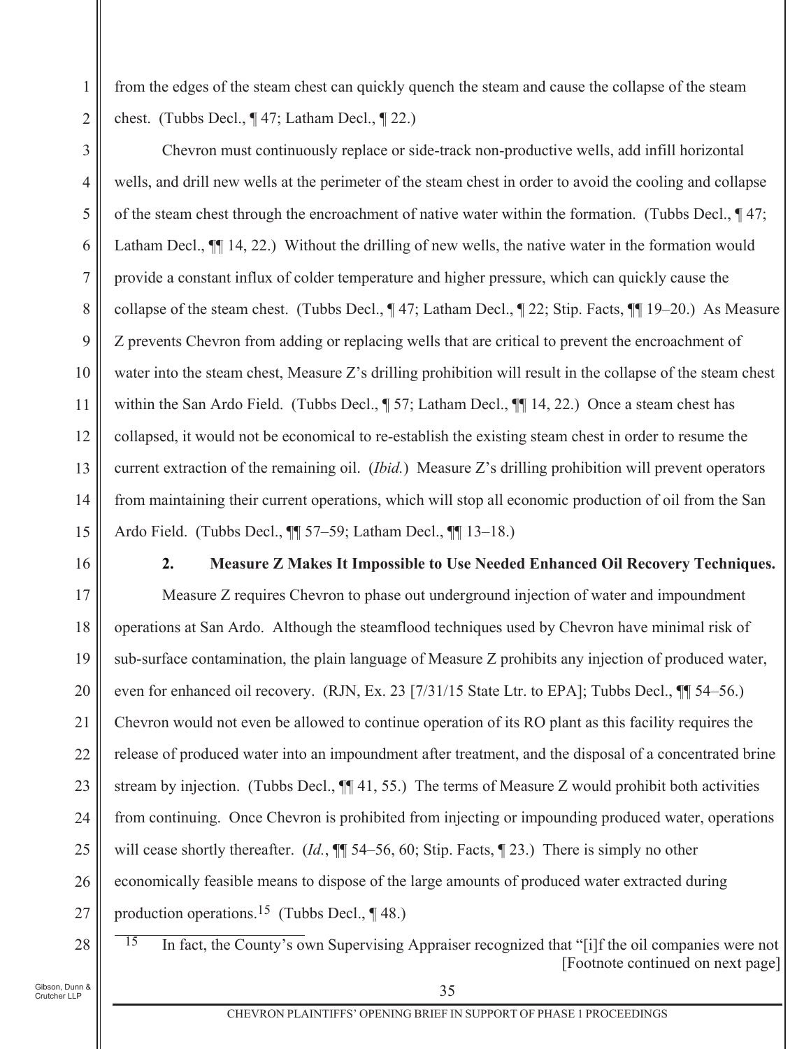from the edges of the steam chest can quickly quench the steam and cause the collapse of the steam chest. (Tubbs Decl., ¶ 47; Latham Decl., ¶ 22.)

Chevron must continuously replace or side-track non-productive wells, add infill horizontal wells, and drill new wells at the perimeter of the steam chest in order to avoid the cooling and collapse of the steam chest through the encroachment of native water within the formation. (Tubbs Decl., ¶ 47; Latham Decl., ¶¶ 14, 22.) Without the drilling of new wells, the native water in the formation would provide a constant influx of colder temperature and higher pressure, which can quickly cause the collapse of the steam chest. (Tubbs Decl., ¶ 47; Latham Decl., ¶ 22; Stip. Facts, ¶¶ 19–20.) As Measure Z prevents Chevron from adding or replacing wells that are critical to prevent the encroachment of water into the steam chest, Measure Z's drilling prohibition will result in the collapse of the steam chest within the San Ardo Field. (Tubbs Decl., ¶ 57; Latham Decl., ¶¶ 14, 22.) Once a steam chest has collapsed, it would not be economical to re-establish the existing steam chest in order to resume the current extraction of the remaining oil. (*Ibid.*) Measure Z's drilling prohibition will prevent operators from maintaining their current operations, which will stop all economic production of oil from the San Ardo Field. (Tubbs Decl., ¶¶ 57–59; Latham Decl., ¶¶ 13–18.)

**2. Measure Z Makes It Impossible to Use Needed Enhanced Oil Recovery Techniques.**

Measure Z requires Chevron to phase out underground injection of water and impoundment operations at San Ardo. Although the steamflood techniques used by Chevron have minimal risk of sub-surface contamination, the plain language of Measure Z prohibits any injection of produced water, even for enhanced oil recovery. (RJN, Ex. 23 [7/31/15 State Ltr. to EPA]; Tubbs Decl., ¶¶ 54–56.) Chevron would not even be allowed to continue operation of its RO plant as this facility requires the release of produced water into an impoundment after treatment, and the disposal of a concentrated brine stream by injection. (Tubbs Decl., ¶¶ 41, 55.) The terms of Measure Z would prohibit both activities from continuing. Once Chevron is prohibited from injecting or impounding produced water, operations will cease shortly thereafter. (*Id.*, ¶¶ 54–56, 60; Stip. Facts, ¶ 23.) There is simply no other economically feasible means to dispose of the large amounts of produced water extracted during production operations.[15] (Tubbs Decl., ¶ 48.)

[15] In fact, the County's own Supervising Appraiser recognized that "[i]f the oil companies were not [Footnote continued on next page]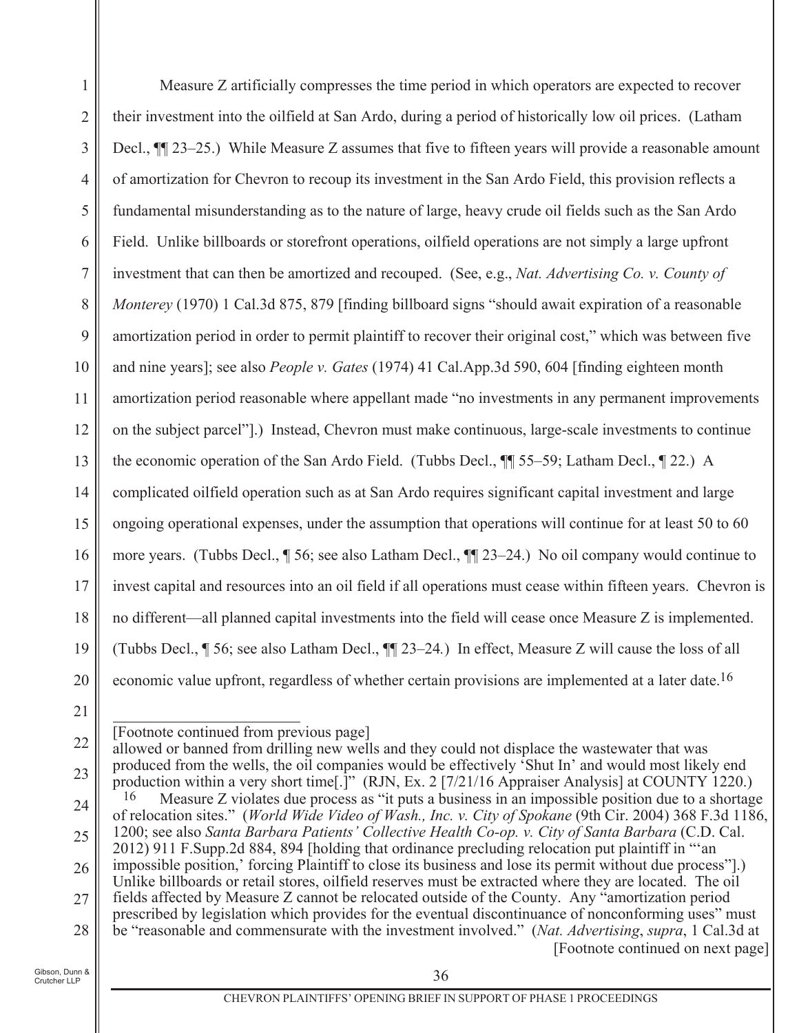Measure Z artificially compresses the time period in which operators are expected to recover their investment into the oilfield at San Ardo, during a period of historically low oil prices. (Latham Decl., ¶¶ 23–25.) While Measure Z assumes that five to fifteen years will provide a reasonable amount of amortization for Chevron to recoup its investment in the San Ardo Field, this provision reflects a fundamental misunderstanding as to the nature of large, heavy crude oil fields such as the San Ardo Field. Unlike billboards or storefront operations, oilfield operations are not simply a large upfront investment that can then be amortized and recouped. (See, e.g., *Nat. Advertising Co. v. County of Monterey* (1970) 1 Cal.3d 875, 879 [finding billboard signs "should await expiration of a reasonable amortization period in order to permit plaintiff to recover their original cost," which was between five and nine years]; see also *People v. Gates* (1974) 41 Cal.App.3d 590, 604 [finding eighteen month amortization period reasonable where appellant made "no investments in any permanent improvements on the subject parcel"].) Instead, Chevron must make continuous, large-scale investments to continue the economic operation of the San Ardo Field. (Tubbs Decl., ¶¶ 55–59; Latham Decl., ¶ 22.) A complicated oilfield operation such as at San Ardo requires significant capital investment and large ongoing operational expenses, under the assumption that operations will continue for at least 50 to 60 more years. (Tubbs Decl., ¶ 56; see also Latham Decl., ¶¶ 23–24.) No oil company would continue to invest capital and resources into an oil field if all operations must cease within fifteen years. Chevron is no different—all planned capital investments into the field will cease once Measure Z is implemented. (Tubbs Decl., ¶ 56; see also Latham Decl., ¶¶ 23–24.) In effect, Measure Z will cause the loss of all economic value upfront, regardless of whether certain provisions are implemented at a later date.[16]

---

[Footnote continued from previous page]

allowed or banned from drilling new wells and they could not displace the wastewater that was produced from the wells, the oil companies would be effectively 'Shut In' and would most likely end production within a very short time[.]" (RJN, Ex. 2 [7/21/16 Appraiser Analysis] at COUNTY 1220.)

[16] Measure Z violates due process as "it puts a business in an impossible position due to a shortage of relocation sites." (*World Wide Video of Wash., Inc. v. City of Spokane* (9th Cir. 2004) 368 F.3d 1186, 1200; see also *Santa Barbara Patients' Collective Health Co-op. v. City of Santa Barbara* (C.D. Cal. 2012) 911 F.Supp.2d 884, 894 [holding that ordinance precluding relocation put plaintiff in "'an impossible position,' forcing Plaintiff to close its business and lose its permit without due process"].) Unlike billboards or retail stores, oilfield reserves must be extracted where they are located. The oil fields affected by Measure Z cannot be relocated outside of the County. Any "amortization period prescribed by legislation which provides for the eventual discontinuance of nonconforming uses" must be "reasonable and commensurate with the investment involved." (*Nat. Advertising*, *supra*, 1 Cal.3d at

[Footnote continued on next page]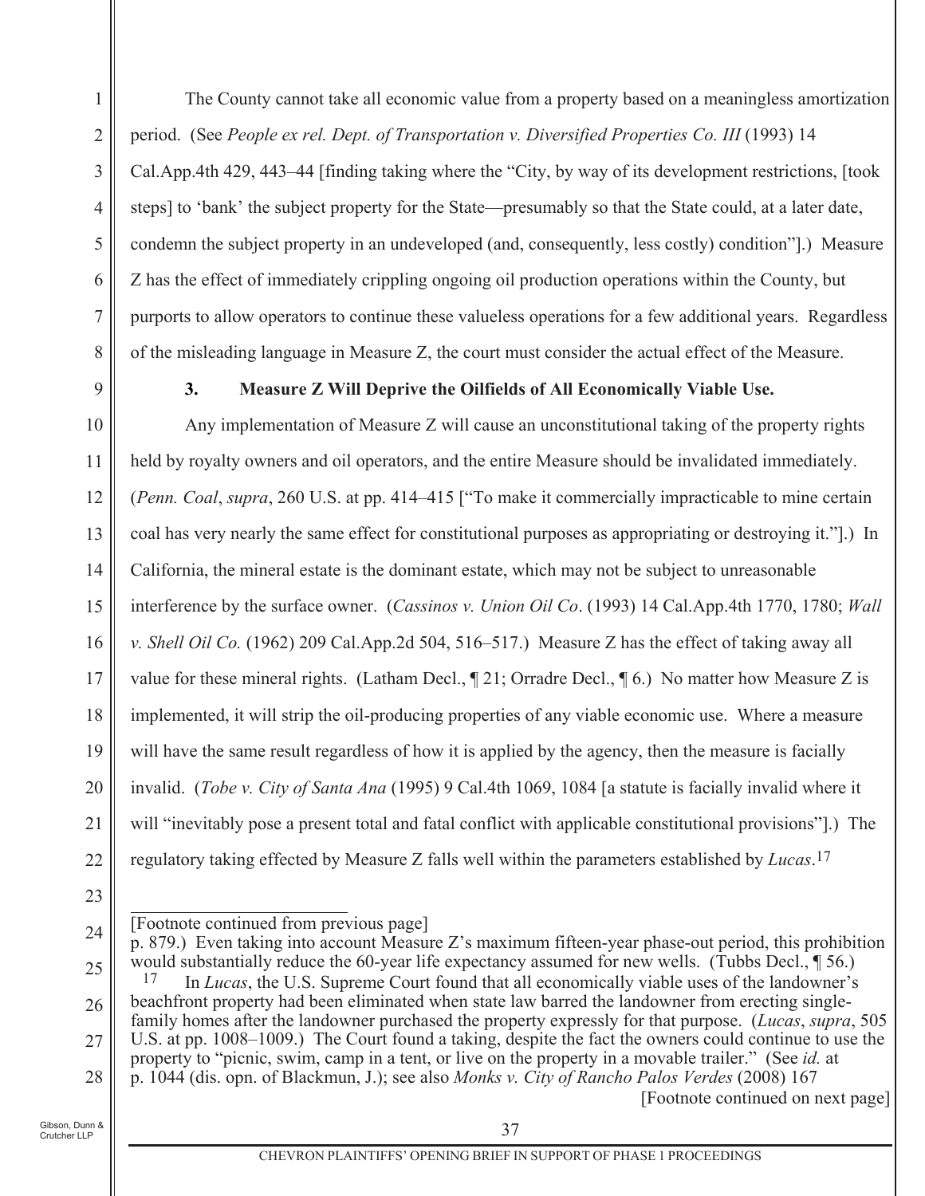The County cannot take all economic value from a property based on a meaningless amortization period. (See *People ex rel. Dept. of Transportation v. Diversified Properties Co. III* (1993) 14 Cal.App.4th 429, 443–44 [finding taking where the "City, by way of its development restrictions, [took steps] to 'bank' the subject property for the State—presumably so that the State could, at a later date, condemn the subject property in an undeveloped (and, consequently, less costly) condition"].) Measure Z has the effect of immediately crippling ongoing oil production operations within the County, but purports to allow operators to continue these valueless operations for a few additional years. Regardless of the misleading language in Measure Z, the court must consider the actual effect of the Measure.

### 3. Measure Z Will Deprive the Oilfields of All Economically Viable Use.

Any implementation of Measure Z will cause an unconstitutional taking of the property rights held by royalty owners and oil operators, and the entire Measure should be invalidated immediately. (*Penn. Coal*, *supra*, 260 U.S. at pp. 414–415 ["To make it commercially impracticable to mine certain coal has very nearly the same effect for constitutional purposes as appropriating or destroying it."].) In California, the mineral estate is the dominant estate, which may not be subject to unreasonable interference by the surface owner. (*Cassinos v. Union Oil Co*. (1993) 14 Cal.App.4th 1770, 1780; *Wall v. Shell Oil Co.* (1962) 209 Cal.App.2d 504, 516–517.) Measure Z has the effect of taking away all value for these mineral rights. (Latham Decl., ¶ 21; Orradre Decl., ¶ 6.) No matter how Measure Z is implemented, it will strip the oil-producing properties of any viable economic use. Where a measure will have the same result regardless of how it is applied by the agency, then the measure is facially invalid. (*Tobe v. City of Santa Ana* (1995) 9 Cal.4th 1069, 1084 [a statute is facially invalid where it will "inevitably pose a present total and fatal conflict with applicable constitutional provisions"].) The regulatory taking effected by Measure Z falls well within the parameters established by *Lucas*.[17]

---

[Footnote continued from previous page]

p. 879.) Even taking into account Measure Z's maximum fifteen-year phase-out period, this prohibition would substantially reduce the 60-year life expectancy assumed for new wells. (Tubbs Decl., ¶ 56.)

[17] In *Lucas*, the U.S. Supreme Court found that all economically viable uses of the landowner's beachfront property had been eliminated when state law barred the landowner from erecting single-family homes after the landowner purchased the property expressly for that purpose. (*Lucas*, *supra*, 505 U.S. at pp. 1008–1009.) The Court found a taking, despite the fact the owners could continue to use the property to "picnic, swim, camp in a tent, or live on the property in a movable trailer." (See *id.* at p. 1044 (dis. opn. of Blackmun, J.); see also *Monks v. City of Rancho Palos Verdes* (2008) 167

[Footnote continued on next page]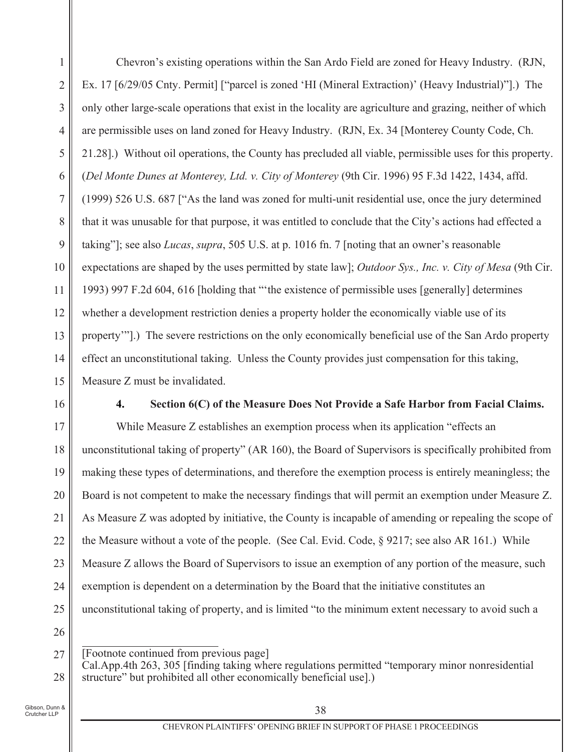Chevron's existing operations within the San Ardo Field are zoned for Heavy Industry. (RJN, Ex. 17 [6/29/05 Cnty. Permit] ["parcel is zoned 'HI (Mineral Extraction)' (Heavy Industrial)"].) The only other large-scale operations that exist in the locality are agriculture and grazing, neither of which are permissible uses on land zoned for Heavy Industry. (RJN, Ex. 34 [Monterey County Code, Ch. 21.28].) Without oil operations, the County has precluded all viable, permissible uses for this property. (*Del Monte Dunes at Monterey, Ltd. v. City of Monterey* (9th Cir. 1996) 95 F.3d 1422, 1434, affd. (1999) 526 U.S. 687 ["As the land was zoned for multi-unit residential use, once the jury determined that it was unusable for that purpose, it was entitled to conclude that the City's actions had effected a taking"]; see also *Lucas*, *supra*, 505 U.S. at p. 1016 fn. 7 [noting that an owner's reasonable expectations are shaped by the uses permitted by state law]; *Outdoor Sys., Inc. v. City of Mesa* (9th Cir. 1993) 997 F.2d 604, 616 [holding that "'the existence of permissible uses [generally] determines whether a development restriction denies a property holder the economically viable use of its property'"].) The severe restrictions on the only economically beneficial use of the San Ardo property effect an unconstitutional taking. Unless the County provides just compensation for this taking, Measure Z must be invalidated.

#### 4. Section 6(C) of the Measure Does Not Provide a Safe Harbor from Facial Claims.

While Measure Z establishes an exemption process when its application "effects an unconstitutional taking of property" (AR 160), the Board of Supervisors is specifically prohibited from making these types of determinations, and therefore the exemption process is entirely meaningless; the Board is not competent to make the necessary findings that will permit an exemption under Measure Z. As Measure Z was adopted by initiative, the County is incapable of amending or repealing the scope of the Measure without a vote of the people. (See Cal. Evid. Code, § 9217; see also AR 161.) While Measure Z allows the Board of Supervisors to issue an exemption of any portion of the measure, such exemption is dependent on a determination by the Board that the initiative constitutes an unconstitutional taking of property, and is limited "to the minimum extent necessary to avoid such a

---

[Footnote continued from previous page]
Cal.App.4th 263, 305 [finding taking where regulations permitted "temporary minor nonresidential structure" but prohibited all other economically beneficial use].)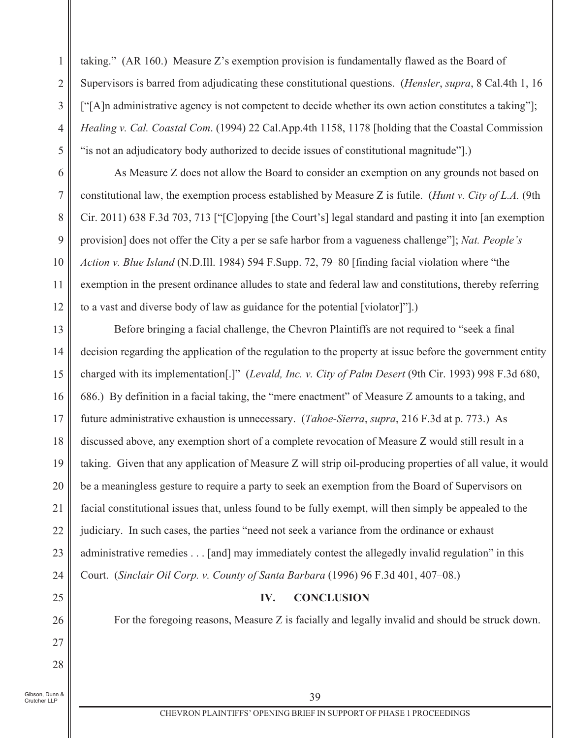taking." (AR 160.) Measure Z's exemption provision is fundamentally flawed as the Board of Supervisors is barred from adjudicating these constitutional questions. (*Hensler*, *supra*, 8 Cal.4th 1, 16 ["[A]n administrative agency is not competent to decide whether its own action constitutes a taking"]; *Healing v. Cal. Coastal Com*. (1994) 22 Cal.App.4th 1158, 1178 [holding that the Coastal Commission "is not an adjudicatory body authorized to decide issues of constitutional magnitude"].)

As Measure Z does not allow the Board to consider an exemption on any grounds not based on constitutional law, the exemption process established by Measure Z is futile. (*Hunt v. City of L.A.* (9th Cir. 2011) 638 F.3d 703, 713 ["[C]opying [the Court's] legal standard and pasting it into [an exemption provision] does not offer the City a per se safe harbor from a vagueness challenge"]; *Nat. People's Action v. Blue Island* (N.D.Ill. 1984) 594 F.Supp. 72, 79–80 [finding facial violation where "the exemption in the present ordinance alludes to state and federal law and constitutions, thereby referring to a vast and diverse body of law as guidance for the potential [violator]"].)

Before bringing a facial challenge, the Chevron Plaintiffs are not required to "seek a final decision regarding the application of the regulation to the property at issue before the government entity charged with its implementation[.]" (*Levald, Inc. v. City of Palm Desert* (9th Cir. 1993) 998 F.3d 680, 686.) By definition in a facial taking, the "mere enactment" of Measure Z amounts to a taking, and future administrative exhaustion is unnecessary. (*Tahoe-Sierra*, *supra*, 216 F.3d at p. 773.) As discussed above, any exemption short of a complete revocation of Measure Z would still result in a taking. Given that any application of Measure Z will strip oil-producing properties of all value, it would be a meaningless gesture to require a party to seek an exemption from the Board of Supervisors on facial constitutional issues that, unless found to be fully exempt, will then simply be appealed to the judiciary. In such cases, the parties "need not seek a variance from the ordinance or exhaust administrative remedies . . . [and] may immediately contest the allegedly invalid regulation" in this Court. (*Sinclair Oil Corp. v. County of Santa Barbara* (1996) 96 F.3d 401, 407–08.)

## IV. CONCLUSION

For the foregoing reasons, Measure Z is facially and legally invalid and should be struck down.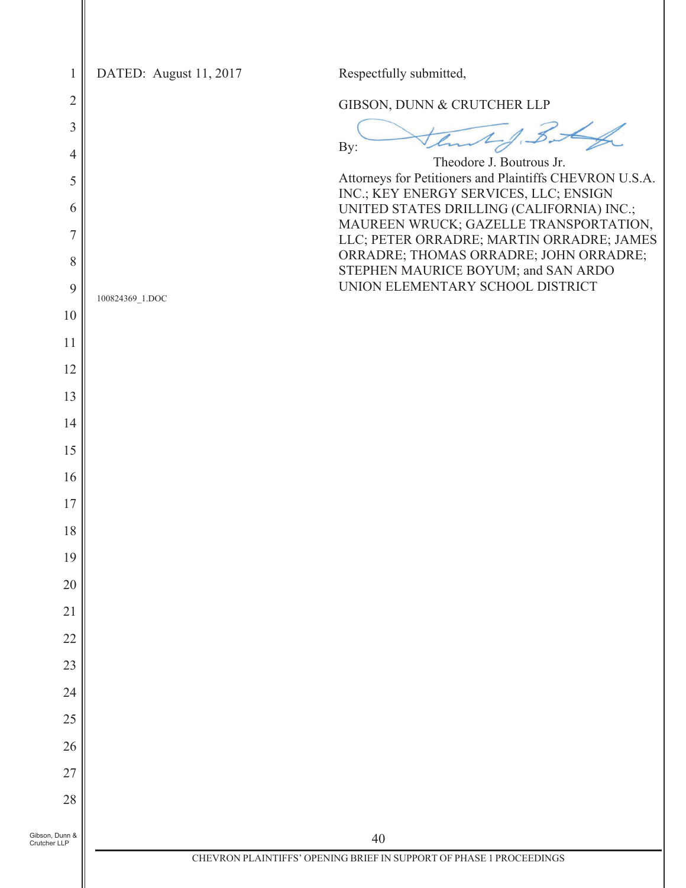DATED: August 11, 2017

Respectfully submitted,

GIBSON, DUNN & CRUTCHER LLP

By: /s/ Theodore J. Boutrous Jr.

Theodore J. Boutrous Jr.

Attorneys for Petitioners and Plaintiffs CHEVRON U.S.A. INC.; KEY ENERGY SERVICES, LLC; ENSIGN UNITED STATES DRILLING (CALIFORNIA) INC.; MAUREEN WRUCK; GAZELLE TRANSPORTATION, LLC; PETER ORRADRE; MARTIN ORRADRE; JAMES ORRADRE; THOMAS ORRADRE; JOHN ORRADRE; STEPHEN MAURICE BOYUM; and SAN ARDO UNION ELEMENTARY SCHOOL DISTRICT

100824369_1.DOC